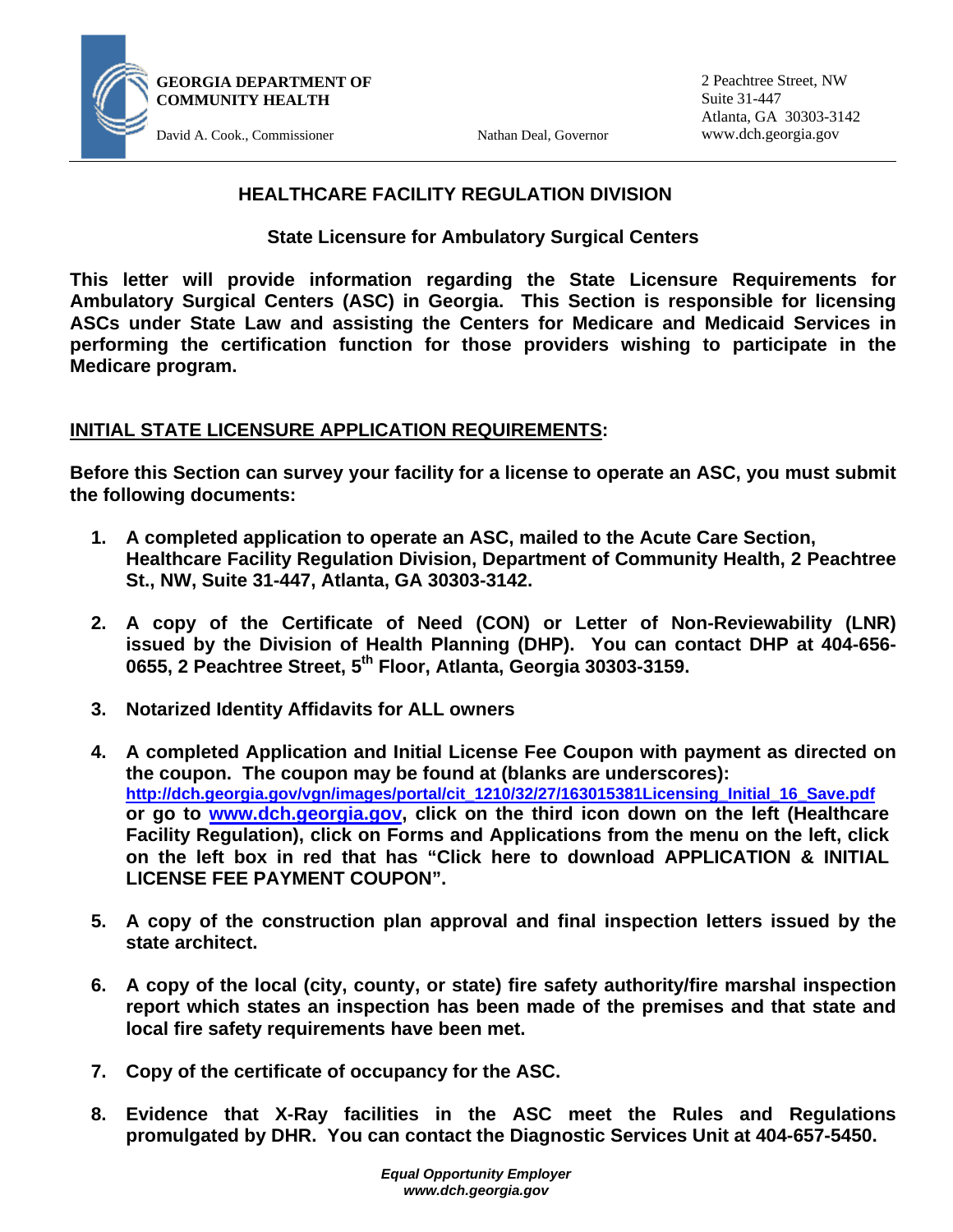**GEORGIA DEPARTMENT OF COMMUNITY HEALTH**

David A. Cook., Commissioner

Nathan Deal, Governor

2 Peachtree Street, NW
Suite 31-447
Atlanta, GA 30303-3142
www.dch.georgia.gov

## HEALTHCARE FACILITY REGULATION DIVISION

### State Licensure for Ambulatory Surgical Centers

**This letter will provide information regarding the State Licensure Requirements for Ambulatory Surgical Centers (ASC) in Georgia. This Section is responsible for licensing ASCs under State Law and assisting the Centers for Medicare and Medicaid Services in performing the certification function for those providers wishing to participate in the Medicare program.**

**INITIAL STATE LICENSURE APPLICATION REQUIREMENTS:**

**Before this Section can survey your facility for a license to operate an ASC, you must submit the following documents:**

1. **A completed application to operate an ASC, mailed to the Acute Care Section, Healthcare Facility Regulation Division, Department of Community Health, 2 Peachtree St., NW, Suite 31-447, Atlanta, GA 30303-3142.**

2. **A copy of the Certificate of Need (CON) or Letter of Non-Reviewability (LNR) issued by the Division of Health Planning (DHP). You can contact DHP at 404-656-0655, 2 Peachtree Street, 5th Floor, Atlanta, Georgia 30303-3159.**

3. **Notarized Identity Affidavits for ALL owners**

4. **A completed Application and Initial License Fee Coupon with payment as directed on the coupon. The coupon may be found at (blanks are underscores): http://dch.georgia.gov/vgn/images/portal/cit_1210/32/27/163015381Licensing_Initial_16_Save.pdf or go to www.dch.georgia.gov, click on the third icon down on the left (Healthcare Facility Regulation), click on Forms and Applications from the menu on the left, click on the left box in red that has "Click here to download APPLICATION & INITIAL LICENSE FEE PAYMENT COUPON".**

5. **A copy of the construction plan approval and final inspection letters issued by the state architect.**

6. **A copy of the local (city, county, or state) fire safety authority/fire marshal inspection report which states an inspection has been made of the premises and that state and local fire safety requirements have been met.**

7. **Copy of the certificate of occupancy for the ASC.**

8. **Evidence that X-Ray facilities in the ASC meet the Rules and Regulations promulgated by DHR. You can contact the Diagnostic Services Unit at 404-657-5450.**

*Equal Opportunity Employer*
*www.dch.georgia.gov*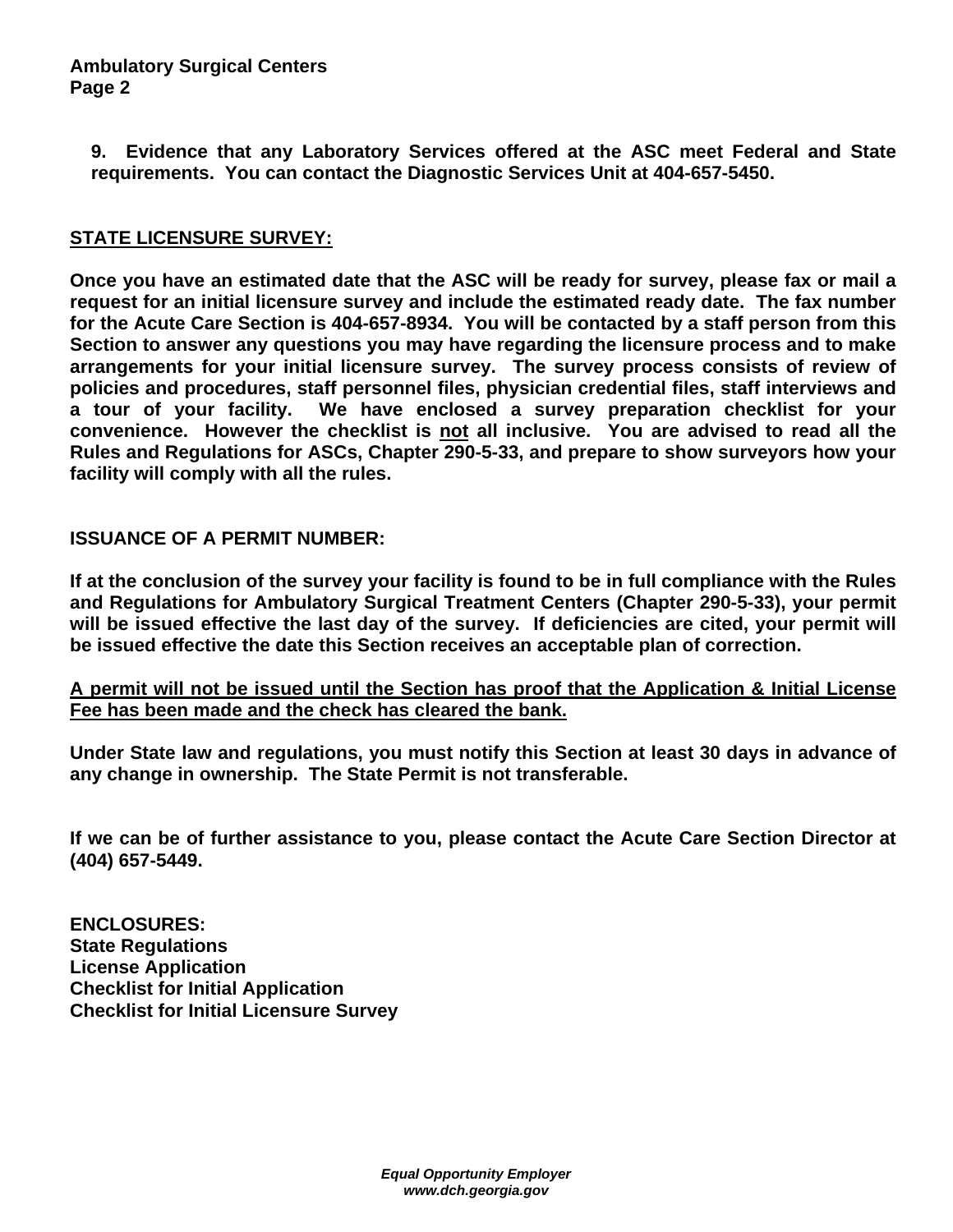**9. Evidence that any Laboratory Services offered at the ASC meet Federal and State requirements. You can contact the Diagnostic Services Unit at 404-657-5450.**

## STATE LICENSURE SURVEY:

**Once you have an estimated date that the ASC will be ready for survey, please fax or mail a request for an initial licensure survey and include the estimated ready date. The fax number for the Acute Care Section is 404-657-8934. You will be contacted by a staff person from this Section to answer any questions you may have regarding the licensure process and to make arrangements for your initial licensure survey. The survey process consists of review of policies and procedures, staff personnel files, physician credential files, staff interviews and a tour of your facility. We have enclosed a survey preparation checklist for your convenience. However the checklist is <u>not</u> all inclusive. You are advised to read all the Rules and Regulations for ASCs, Chapter 290-5-33, and prepare to show surveyors how your facility will comply with all the rules.**

## ISSUANCE OF A PERMIT NUMBER:

**If at the conclusion of the survey your facility is found to be in full compliance with the Rules and Regulations for Ambulatory Surgical Treatment Centers (Chapter 290-5-33), your permit will be issued effective the last day of the survey. If deficiencies are cited, your permit will be issued effective the date this Section receives an acceptable plan of correction.**

**<u>A permit will not be issued until the Section has proof that the Application & Initial License Fee has been made and the check has cleared the bank.</u>**

**Under State law and regulations, you must notify this Section at least 30 days in advance of any change in ownership. The State Permit is not transferable.**

**If we can be of further assistance to you, please contact the Acute Care Section Director at (404) 657-5449.**

**ENCLOSURES:**
**State Regulations**
**License Application**
**Checklist for Initial Application**
**Checklist for Initial Licensure Survey**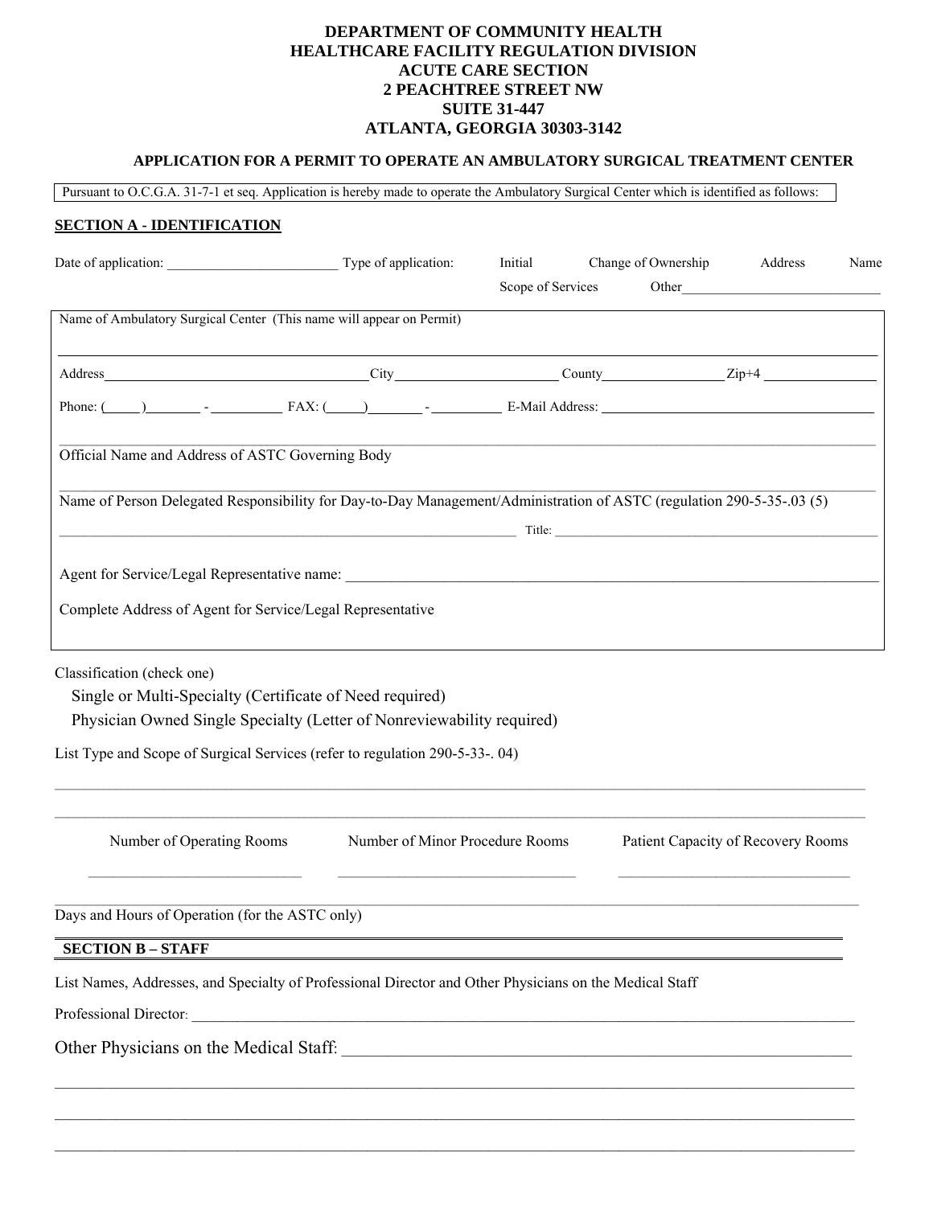**DEPARTMENT OF COMMUNITY HEALTH**
**HEALTHCARE FACILITY REGULATION DIVISION**
**ACUTE CARE SECTION**
**2 PEACHTREE STREET NW**
**SUITE 31-447**
**ATLANTA, GEORGIA 30303-3142**

## APPLICATION FOR A PERMIT TO OPERATE AN AMBULATORY SURGICAL TREATMENT CENTER

Pursuant to O.C.G.A. 31-7-1 et seq. Application is hereby made to operate the Ambulatory Surgical Center which is identified as follows:

### SECTION A - IDENTIFICATION

Date of application: _________________________ Type of application: Initial Change of Ownership Address Name Scope of Services Other____________________________

Name of Ambulatory Surgical Center (This name will appear on Permit)

_______________________________________________________________________________

Address_____________________________________City______________________County________________Zip+4 ______________

Phone: (_____)________ - __________ FAX: (_____)________ - __________ E-Mail Address: ______________________________________

_______________________________________________________________________________

Official Name and Address of ASTC Governing Body

_______________________________________________________________________________

Name of Person Delegated Responsibility for Day-to-Day Management/Administration of ASTC (regulation 290-5-35-.03 (5)

_________________________________________________________________ Title: _______________________________________________

Agent for Service/Legal Representative name: _______________________________________________________________________

Complete Address of Agent for Service/Legal Representative

Classification (check one)

Single or Multi-Specialty (Certificate of Need required)

Physician Owned Single Specialty (Letter of Nonreviewability required)

List Type and Scope of Surgical Services (refer to regulation 290-5-33-. 04)

_______________________________________________________________________________

_______________________________________________________________________________

| Number of Operating Rooms | Number of Minor Procedure Rooms | Patient Capacity of Recovery Rooms |
|---|---|---|
| ____________________________ | ________________________________ | ________________________________ |

_______________________________________________________________________________

Days and Hours of Operation (for the ASTC only)

### SECTION B – STAFF

List Names, Addresses, and Specialty of Professional Director and Other Physicians on the Medical Staff

Professional Director: _______________________________________________________________________________

Other Physicians on the Medical Staff: _____________________________________________________________

_______________________________________________________________________________

_______________________________________________________________________________

_______________________________________________________________________________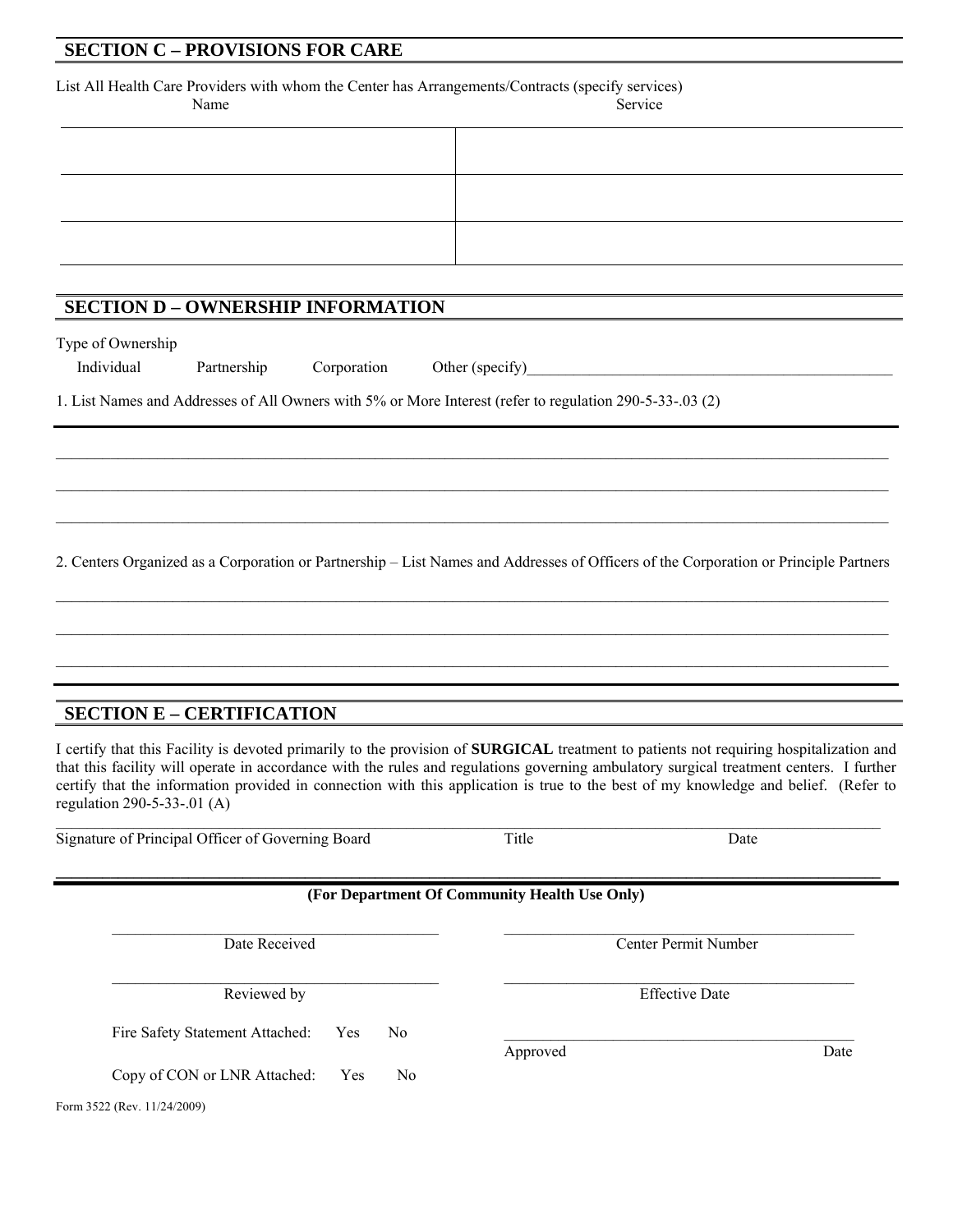## SECTION C – PROVISIONS FOR CARE

List All Health Care Providers with whom the Center has Arrangements/Contracts (specify services)

| Name | Service |
| --- | --- |
| | |
| | |
| | |

## SECTION D – OWNERSHIP INFORMATION

Type of Ownership

Individual Partnership Corporation Other (specify)\_\_\_\_\_\_\_\_\_\_\_\_\_\_\_\_\_\_\_\_\_\_\_\_\_\_\_\_\_\_\_\_\_\_\_\_\_\_\_\_\_\_\_\_

1. List Names and Addresses of All Owners with 5% or More Interest (refer to regulation 290-5-33-.03 (2)

\_\_\_\_\_\_\_\_\_\_\_\_\_\_\_\_\_\_\_\_\_\_\_\_\_\_\_\_\_\_\_\_\_\_\_\_\_\_\_\_\_\_\_\_\_\_\_\_\_\_\_\_\_\_\_\_\_\_\_\_\_\_\_\_\_\_\_\_\_\_\_\_\_\_\_\_\_\_\_\_\_\_\_\_\_\_\_\_

\_\_\_\_\_\_\_\_\_\_\_\_\_\_\_\_\_\_\_\_\_\_\_\_\_\_\_\_\_\_\_\_\_\_\_\_\_\_\_\_\_\_\_\_\_\_\_\_\_\_\_\_\_\_\_\_\_\_\_\_\_\_\_\_\_\_\_\_\_\_\_\_\_\_\_\_\_\_\_\_\_\_\_\_\_\_\_\_

\_\_\_\_\_\_\_\_\_\_\_\_\_\_\_\_\_\_\_\_\_\_\_\_\_\_\_\_\_\_\_\_\_\_\_\_\_\_\_\_\_\_\_\_\_\_\_\_\_\_\_\_\_\_\_\_\_\_\_\_\_\_\_\_\_\_\_\_\_\_\_\_\_\_\_\_\_\_\_\_\_\_\_\_\_\_\_\_

2. Centers Organized as a Corporation or Partnership – List Names and Addresses of Officers of the Corporation or Principle Partners

\_\_\_\_\_\_\_\_\_\_\_\_\_\_\_\_\_\_\_\_\_\_\_\_\_\_\_\_\_\_\_\_\_\_\_\_\_\_\_\_\_\_\_\_\_\_\_\_\_\_\_\_\_\_\_\_\_\_\_\_\_\_\_\_\_\_\_\_\_\_\_\_\_\_\_\_\_\_\_\_\_\_\_\_\_\_\_\_

\_\_\_\_\_\_\_\_\_\_\_\_\_\_\_\_\_\_\_\_\_\_\_\_\_\_\_\_\_\_\_\_\_\_\_\_\_\_\_\_\_\_\_\_\_\_\_\_\_\_\_\_\_\_\_\_\_\_\_\_\_\_\_\_\_\_\_\_\_\_\_\_\_\_\_\_\_\_\_\_\_\_\_\_\_\_\_\_

\_\_\_\_\_\_\_\_\_\_\_\_\_\_\_\_\_\_\_\_\_\_\_\_\_\_\_\_\_\_\_\_\_\_\_\_\_\_\_\_\_\_\_\_\_\_\_\_\_\_\_\_\_\_\_\_\_\_\_\_\_\_\_\_\_\_\_\_\_\_\_\_\_\_\_\_\_\_\_\_\_\_\_\_\_\_\_\_

## SECTION E – CERTIFICATION

I certify that this Facility is devoted primarily to the provision of **SURGICAL** treatment to patients not requiring hospitalization and that this facility will operate in accordance with the rules and regulations governing ambulatory surgical treatment centers. I further certify that the information provided in connection with this application is true to the best of my knowledge and belief. (Refer to regulation 290-5-33-.01 (A)

\_\_\_\_\_\_\_\_\_\_\_\_\_\_\_\_\_\_\_\_\_\_\_\_\_\_\_\_\_\_\_\_\_\_\_\_\_\_\_\_\_\_\_\_\_\_\_\_\_\_\_\_\_\_\_\_\_\_\_\_\_\_\_\_\_\_\_\_\_\_\_\_\_\_\_\_\_\_\_\_\_\_\_\_\_\_\_\_

Signature of Principal Officer of Governing Board Title Date

**(For Department Of Community Health Use Only)**

| | |
| --- | --- |
| \_\_\_\_\_\_\_\_\_\_\_\_\_\_\_\_\_\_\_\_ Date Received | \_\_\_\_\_\_\_\_\_\_\_\_\_\_\_\_\_\_\_\_ Center Permit Number |
| \_\_\_\_\_\_\_\_\_\_\_\_\_\_\_\_\_\_\_\_ Reviewed by | \_\_\_\_\_\_\_\_\_\_\_\_\_\_\_\_\_\_\_\_ Effective Date |
| Fire Safety Statement Attached: Yes No | \_\_\_\_\_\_\_\_\_\_\_\_\_\_\_\_\_\_\_\_ Approved Date |
| Copy of CON or LNR Attached: Yes No | |

Form 3522 (Rev. 11/24/2009)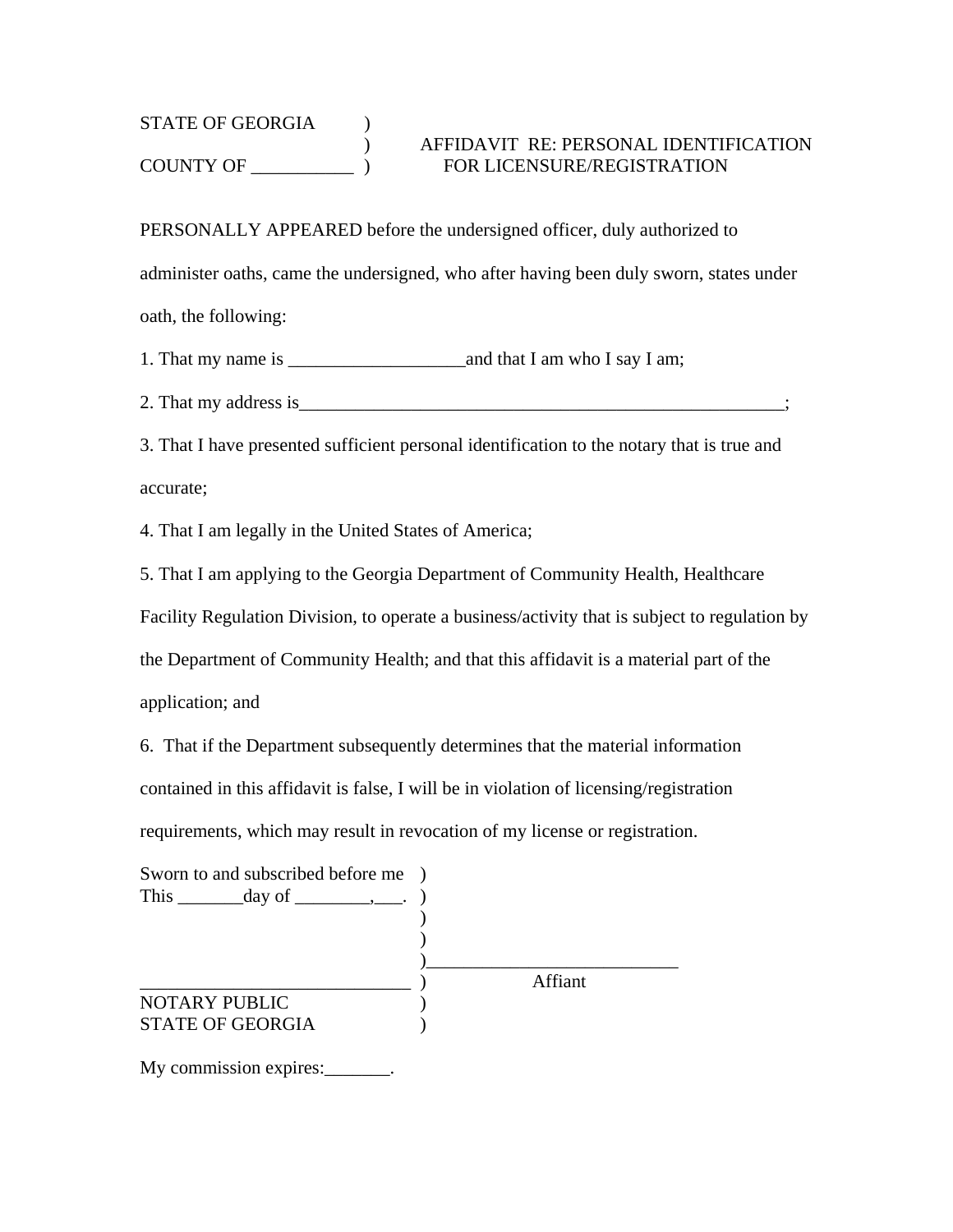STATE OF GEORGIA )
) AFFIDAVIT RE: PERSONAL IDENTIFICATION
COUNTY OF ___________ ) FOR LICENSURE/REGISTRATION

PERSONALLY APPEARED before the undersigned officer, duly authorized to administer oaths, came the undersigned, who after having been duly sworn, states under oath, the following:

1. That my name is ___________________and that I am who I say I am;
2. That my address is_______________________________________________________;
3. That I have presented sufficient personal identification to the notary that is true and accurate;
4. That I am legally in the United States of America;
5. That I am applying to the Georgia Department of Community Health, Healthcare Facility Regulation Division, to operate a business/activity that is subject to regulation by the Department of Community Health; and that this affidavit is a material part of the application; and
6. That if the Department subsequently determines that the material information contained in this affidavit is false, I will be in violation of licensing/registration requirements, which may result in revocation of my license or registration.

Sworn to and subscribed before me )
This _______day of ________,___. )
)
)
)___________________________
_____________________________ ) Affiant
NOTARY PUBLIC )
STATE OF GEORGIA )

My commission expires:_______.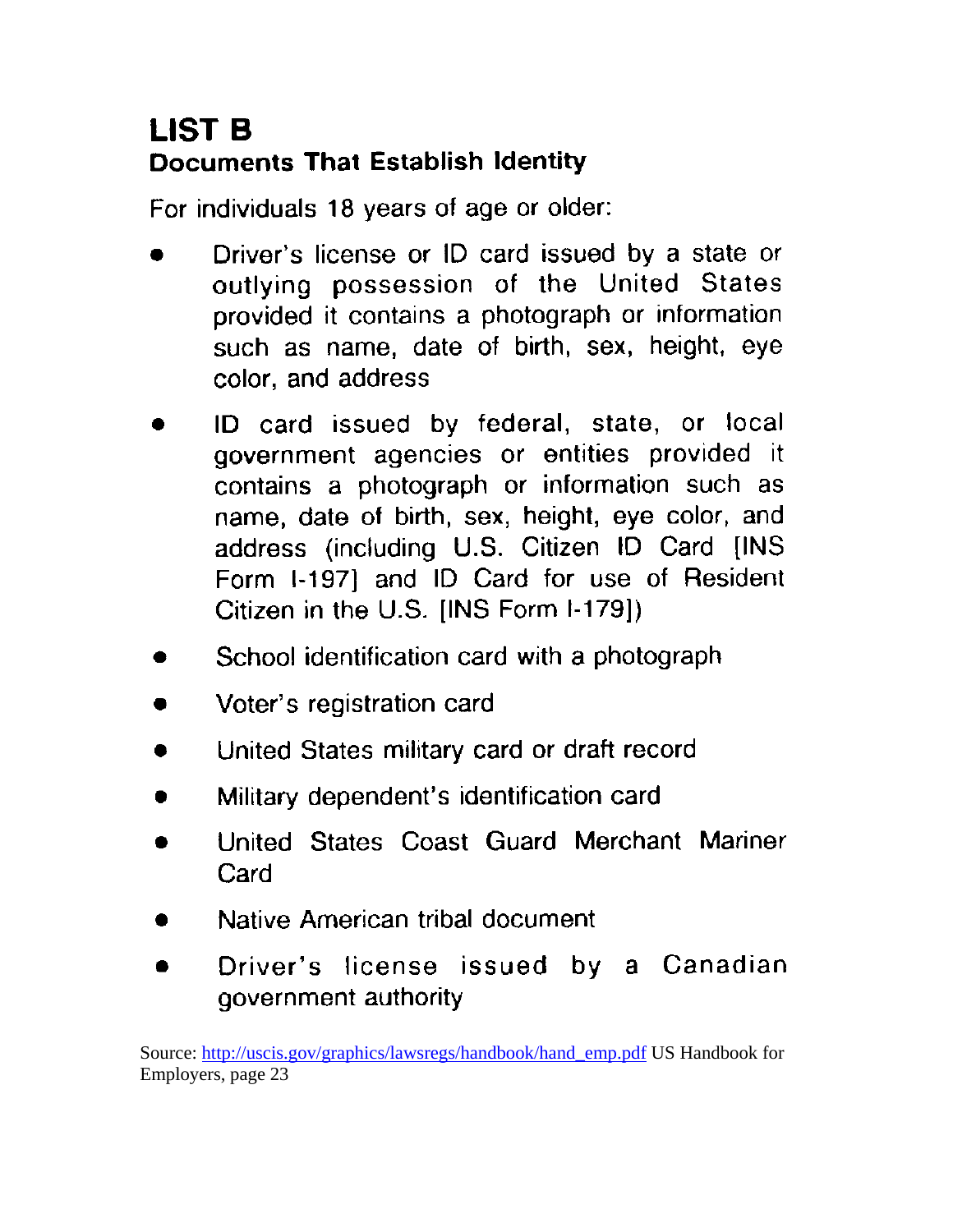# LIST B

## Documents That Establish Identity

For individuals 18 years of age or older:

- Driver's license or ID card issued by a state or outlying possession of the United States provided it contains a photograph or information such as name, date of birth, sex, height, eye color, and address
- ID card issued by federal, state, or local government agencies or entities provided it contains a photograph or information such as name, date of birth, sex, height, eye color, and address (including U.S. Citizen ID Card [INS Form I-197] and ID Card for use of Resident Citizen in the U.S. [INS Form I-179])
- School identification card with a photograph
- Voter's registration card
- United States military card or draft record
- Military dependent's identification card
- United States Coast Guard Merchant Mariner Card
- Native American tribal document
- Driver's license issued by a Canadian government authority

Source: [http://uscis.gov/graphics/lawsregs/handbook/hand_emp.pdf](http://uscis.gov/graphics/lawsregs/handbook/hand_emp.pdf) US Handbook for Employers, page 23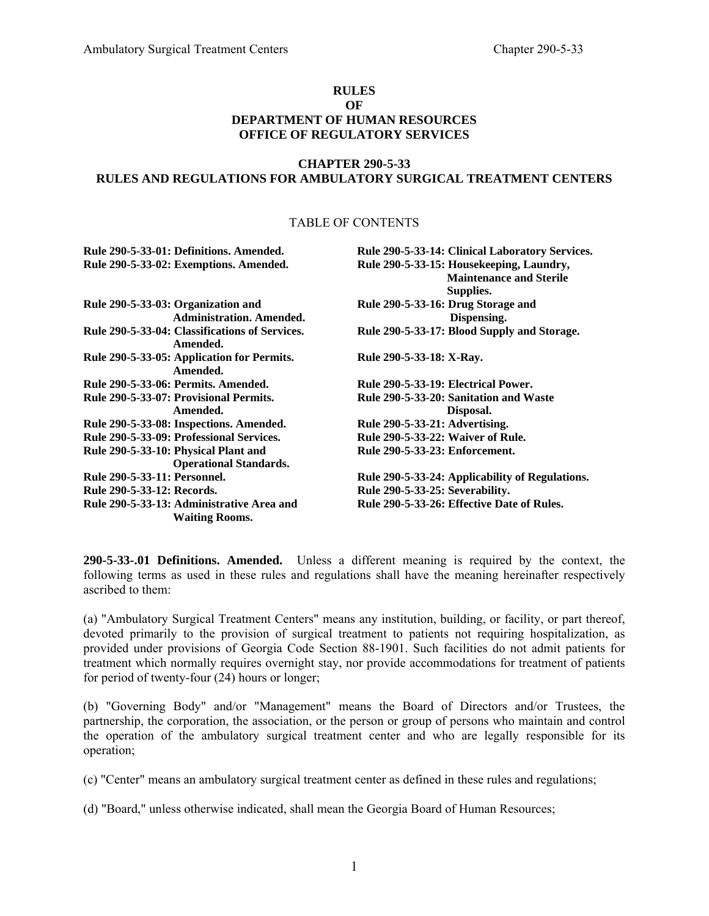**RULES**
**OF**
**DEPARTMENT OF HUMAN RESOURCES**
**OFFICE OF REGULATORY SERVICES**

**CHAPTER 290-5-33**
**RULES AND REGULATIONS FOR AMBULATORY SURGICAL TREATMENT CENTERS**

TABLE OF CONTENTS

**Rule 290-5-33-01: Definitions. Amended.**
**Rule 290-5-33-02: Exemptions. Amended.**
**Rule 290-5-33-03: Organization and Administration. Amended.**
**Rule 290-5-33-04: Classifications of Services. Amended.**
**Rule 290-5-33-05: Application for Permits. Amended.**
**Rule 290-5-33-06: Permits. Amended.**
**Rule 290-5-33-07: Provisional Permits. Amended.**
**Rule 290-5-33-08: Inspections. Amended.**
**Rule 290-5-33-09: Professional Services.**
**Rule 290-5-33-10: Physical Plant and Operational Standards.**
**Rule 290-5-33-11: Personnel.**
**Rule 290-5-33-12: Records.**
**Rule 290-5-33-13: Administrative Area and Waiting Rooms.**
**Rule 290-5-33-14: Clinical Laboratory Services.**
**Rule 290-5-33-15: Housekeeping, Laundry, Maintenance and Sterile Supplies.**
**Rule 290-5-33-16: Drug Storage and Dispensing.**
**Rule 290-5-33-17: Blood Supply and Storage.**
**Rule 290-5-33-18: X-Ray.**
**Rule 290-5-33-19: Electrical Power.**
**Rule 290-5-33-20: Sanitation and Waste Disposal.**
**Rule 290-5-33-21: Advertising.**
**Rule 290-5-33-22: Waiver of Rule.**
**Rule 290-5-33-23: Enforcement.**
**Rule 290-5-33-24: Applicability of Regulations.**
**Rule 290-5-33-25: Severability.**
**Rule 290-5-33-26: Effective Date of Rules.**

**290-5-33-.01 Definitions. Amended.** Unless a different meaning is required by the context, the following terms as used in these rules and regulations shall have the meaning hereinafter respectively ascribed to them:

(a) "Ambulatory Surgical Treatment Centers" means any institution, building, or facility, or part thereof, devoted primarily to the provision of surgical treatment to patients not requiring hospitalization, as provided under provisions of Georgia Code Section 88-1901. Such facilities do not admit patients for treatment which normally requires overnight stay, nor provide accommodations for treatment of patients for period of twenty-four (24) hours or longer;

(b) "Governing Body" and/or "Management" means the Board of Directors and/or Trustees, the partnership, the corporation, the association, or the person or group of persons who maintain and control the operation of the ambulatory surgical treatment center and who are legally responsible for its operation;

(c) "Center" means an ambulatory surgical treatment center as defined in these rules and regulations;

(d) "Board," unless otherwise indicated, shall mean the Georgia Board of Human Resources;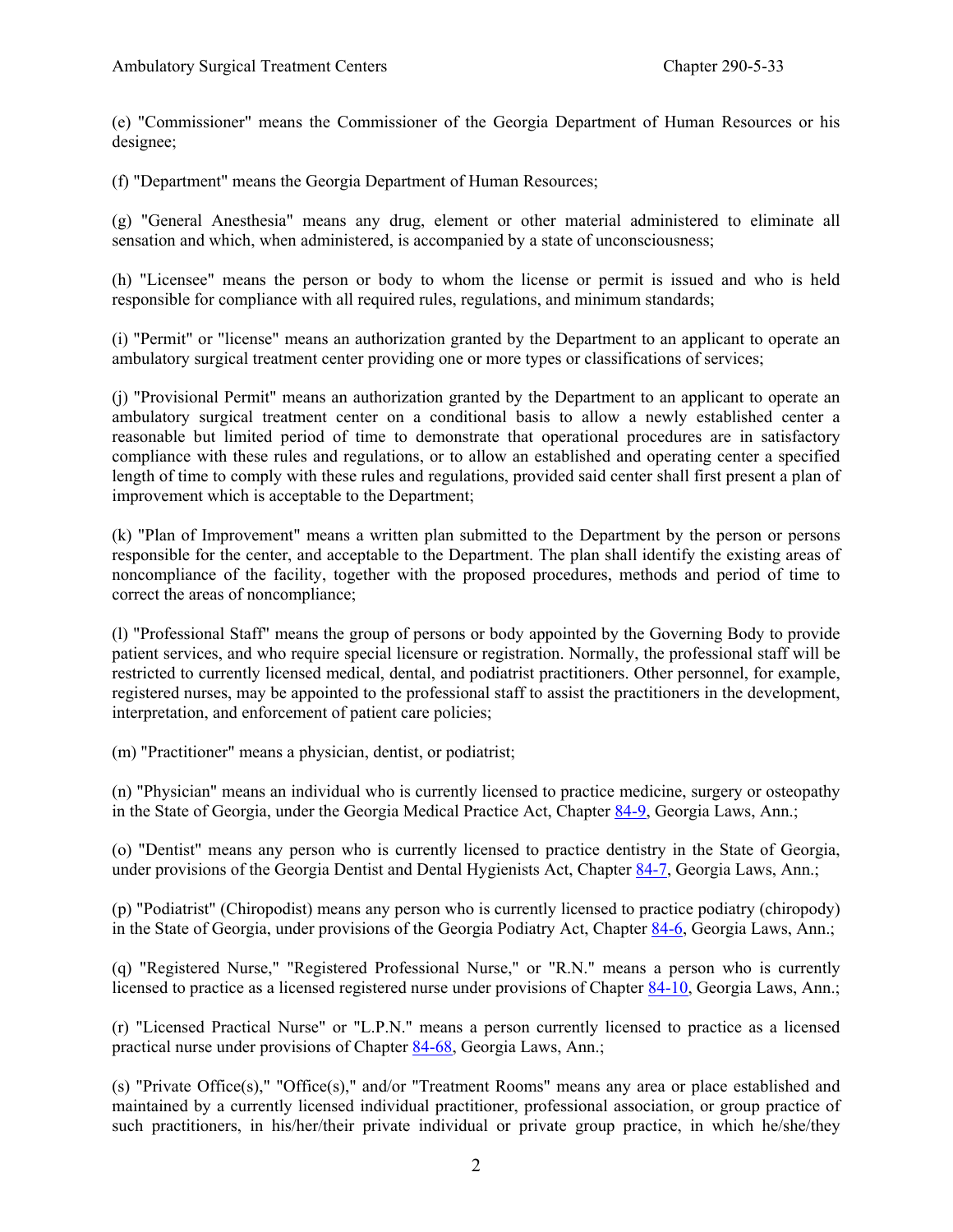(e) "Commissioner" means the Commissioner of the Georgia Department of Human Resources or his designee;

(f) "Department" means the Georgia Department of Human Resources;

(g) "General Anesthesia" means any drug, element or other material administered to eliminate all sensation and which, when administered, is accompanied by a state of unconsciousness;

(h) "Licensee" means the person or body to whom the license or permit is issued and who is held responsible for compliance with all required rules, regulations, and minimum standards;

(i) "Permit" or "license" means an authorization granted by the Department to an applicant to operate an ambulatory surgical treatment center providing one or more types or classifications of services;

(j) "Provisional Permit" means an authorization granted by the Department to an applicant to operate an ambulatory surgical treatment center on a conditional basis to allow a newly established center a reasonable but limited period of time to demonstrate that operational procedures are in satisfactory compliance with these rules and regulations, or to allow an established and operating center a specified length of time to comply with these rules and regulations, provided said center shall first present a plan of improvement which is acceptable to the Department;

(k) "Plan of Improvement" means a written plan submitted to the Department by the person or persons responsible for the center, and acceptable to the Department. The plan shall identify the existing areas of noncompliance of the facility, together with the proposed procedures, methods and period of time to correct the areas of noncompliance;

(l) "Professional Staff" means the group of persons or body appointed by the Governing Body to provide patient services, and who require special licensure or registration. Normally, the professional staff will be restricted to currently licensed medical, dental, and podiatrist practitioners. Other personnel, for example, registered nurses, may be appointed to the professional staff to assist the practitioners in the development, interpretation, and enforcement of patient care policies;

(m) "Practitioner" means a physician, dentist, or podiatrist;

(n) "Physician" means an individual who is currently licensed to practice medicine, surgery or osteopathy in the State of Georgia, under the Georgia Medical Practice Act, Chapter 84-9, Georgia Laws, Ann.;

(o) "Dentist" means any person who is currently licensed to practice dentistry in the State of Georgia, under provisions of the Georgia Dentist and Dental Hygienists Act, Chapter 84-7, Georgia Laws, Ann.;

(p) "Podiatrist" (Chiropodist) means any person who is currently licensed to practice podiatry (chiropody) in the State of Georgia, under provisions of the Georgia Podiatry Act, Chapter 84-6, Georgia Laws, Ann.;

(q) "Registered Nurse," "Registered Professional Nurse," or "R.N." means a person who is currently licensed to practice as a licensed registered nurse under provisions of Chapter 84-10, Georgia Laws, Ann.;

(r) "Licensed Practical Nurse" or "L.P.N." means a person currently licensed to practice as a licensed practical nurse under provisions of Chapter 84-68, Georgia Laws, Ann.;

(s) "Private Office(s)," "Office(s)," and/or "Treatment Rooms" means any area or place established and maintained by a currently licensed individual practitioner, professional association, or group practice of such practitioners, in his/her/their private individual or private group practice, in which he/she/they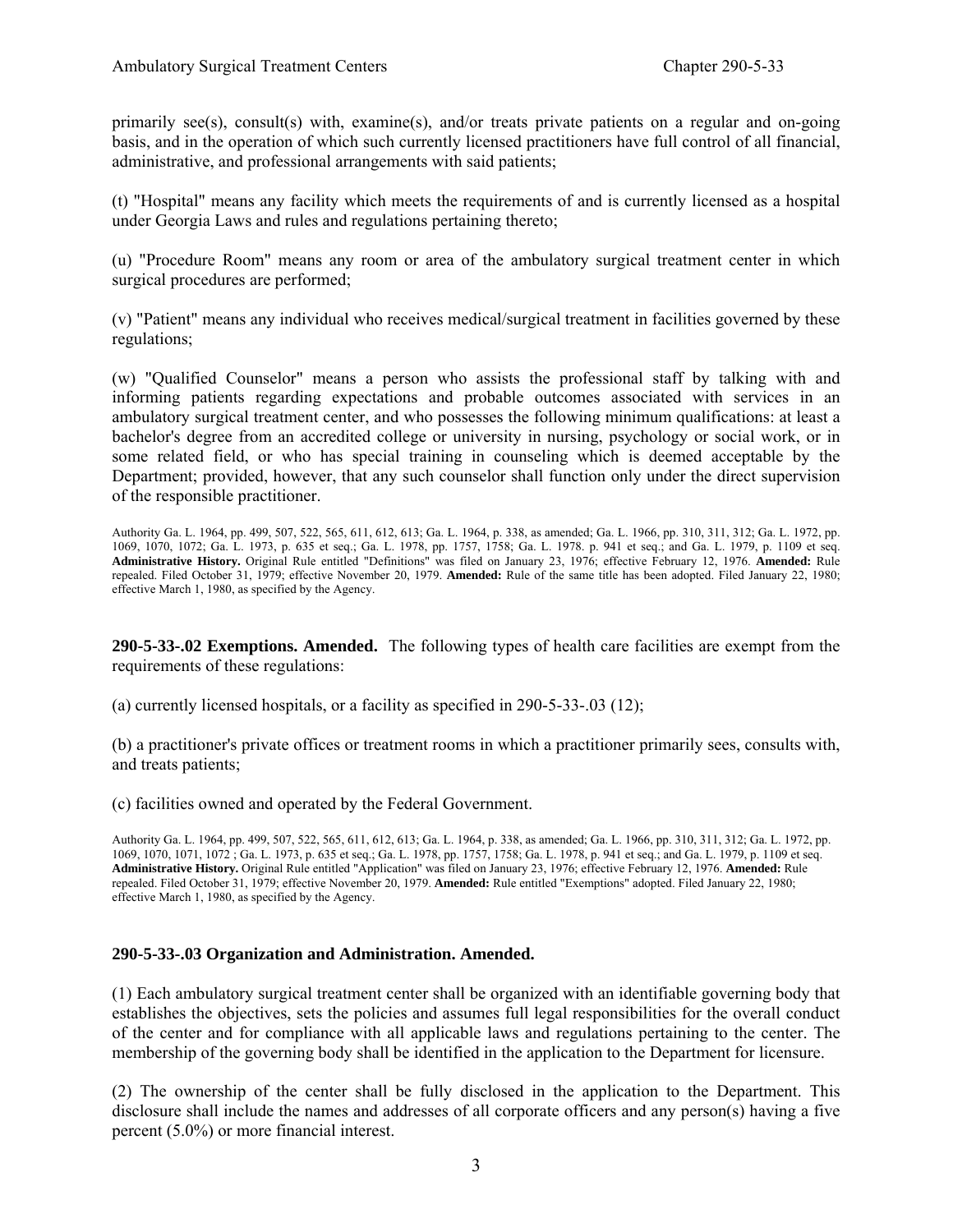primarily see(s), consult(s) with, examine(s), and/or treats private patients on a regular and on-going basis, and in the operation of which such currently licensed practitioners have full control of all financial, administrative, and professional arrangements with said patients;

(t) "Hospital" means any facility which meets the requirements of and is currently licensed as a hospital under Georgia Laws and rules and regulations pertaining thereto;

(u) "Procedure Room" means any room or area of the ambulatory surgical treatment center in which surgical procedures are performed;

(v) "Patient" means any individual who receives medical/surgical treatment in facilities governed by these regulations;

(w) "Qualified Counselor" means a person who assists the professional staff by talking with and informing patients regarding expectations and probable outcomes associated with services in an ambulatory surgical treatment center, and who possesses the following minimum qualifications: at least a bachelor's degree from an accredited college or university in nursing, psychology or social work, or in some related field, or who has special training in counseling which is deemed acceptable by the Department; provided, however, that any such counselor shall function only under the direct supervision of the responsible practitioner.

Authority Ga. L. 1964, pp. 499, 507, 522, 565, 611, 612, 613; Ga. L. 1964, p. 338, as amended; Ga. L. 1966, pp. 310, 311, 312; Ga. L. 1972, pp. 1069, 1070, 1072; Ga. L. 1973, p. 635 et seq.; Ga. L. 1978, pp. 1757, 1758; Ga. L. 1978. p. 941 et seq.; and Ga. L. 1979, p. 1109 et seq. **Administrative History.** Original Rule entitled "Definitions" was filed on January 23, 1976; effective February 12, 1976. **Amended:** Rule repealed. Filed October 31, 1979; effective November 20, 1979. **Amended:** Rule of the same title has been adopted. Filed January 22, 1980; effective March 1, 1980, as specified by the Agency.

**290-5-33-.02 Exemptions. Amended.** The following types of health care facilities are exempt from the requirements of these regulations:

(a) currently licensed hospitals, or a facility as specified in 290-5-33-.03 (12);

(b) a practitioner's private offices or treatment rooms in which a practitioner primarily sees, consults with, and treats patients;

(c) facilities owned and operated by the Federal Government.

Authority Ga. L. 1964, pp. 499, 507, 522, 565, 611, 612, 613; Ga. L. 1964, p. 338, as amended; Ga. L. 1966, pp. 310, 311, 312; Ga. L. 1972, pp. 1069, 1070, 1071, 1072 ; Ga. L. 1973, p. 635 et seq.; Ga. L. 1978, pp. 1757, 1758; Ga. L. 1978, p. 941 et seq.; and Ga. L. 1979, p. 1109 et seq. **Administrative History.** Original Rule entitled "Application" was filed on January 23, 1976; effective February 12, 1976. **Amended:** Rule repealed. Filed October 31, 1979; effective November 20, 1979. **Amended:** Rule entitled "Exemptions" adopted. Filed January 22, 1980; effective March 1, 1980, as specified by the Agency.

**290-5-33-.03 Organization and Administration. Amended.**

(1) Each ambulatory surgical treatment center shall be organized with an identifiable governing body that establishes the objectives, sets the policies and assumes full legal responsibilities for the overall conduct of the center and for compliance with all applicable laws and regulations pertaining to the center. The membership of the governing body shall be identified in the application to the Department for licensure.

(2) The ownership of the center shall be fully disclosed in the application to the Department. This disclosure shall include the names and addresses of all corporate officers and any person(s) having a five percent (5.0%) or more financial interest.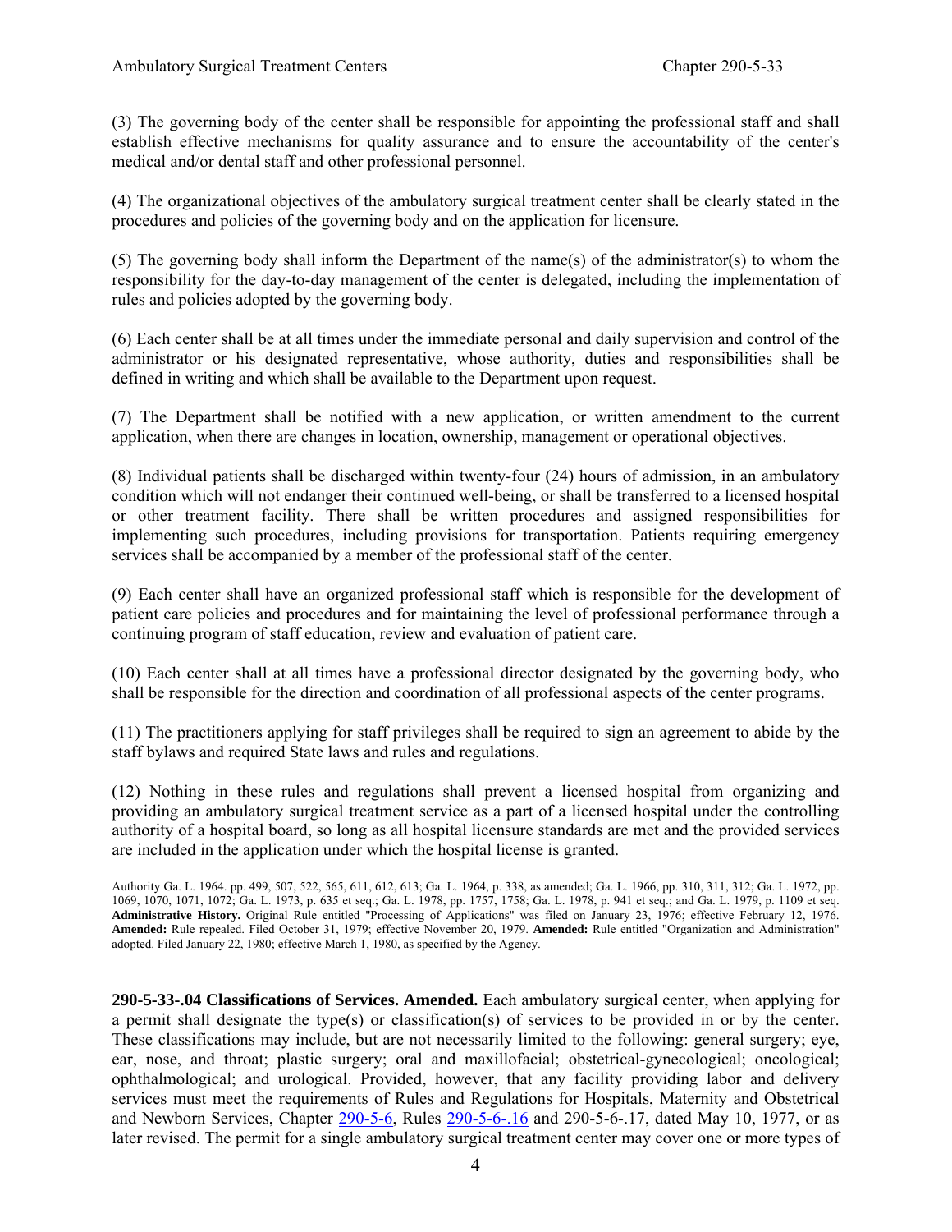(3) The governing body of the center shall be responsible for appointing the professional staff and shall establish effective mechanisms for quality assurance and to ensure the accountability of the center's medical and/or dental staff and other professional personnel.

(4) The organizational objectives of the ambulatory surgical treatment center shall be clearly stated in the procedures and policies of the governing body and on the application for licensure.

(5) The governing body shall inform the Department of the name(s) of the administrator(s) to whom the responsibility for the day-to-day management of the center is delegated, including the implementation of rules and policies adopted by the governing body.

(6) Each center shall be at all times under the immediate personal and daily supervision and control of the administrator or his designated representative, whose authority, duties and responsibilities shall be defined in writing and which shall be available to the Department upon request.

(7) The Department shall be notified with a new application, or written amendment to the current application, when there are changes in location, ownership, management or operational objectives.

(8) Individual patients shall be discharged within twenty-four (24) hours of admission, in an ambulatory condition which will not endanger their continued well-being, or shall be transferred to a licensed hospital or other treatment facility. There shall be written procedures and assigned responsibilities for implementing such procedures, including provisions for transportation. Patients requiring emergency services shall be accompanied by a member of the professional staff of the center.

(9) Each center shall have an organized professional staff which is responsible for the development of patient care policies and procedures and for maintaining the level of professional performance through a continuing program of staff education, review and evaluation of patient care.

(10) Each center shall at all times have a professional director designated by the governing body, who shall be responsible for the direction and coordination of all professional aspects of the center programs.

(11) The practitioners applying for staff privileges shall be required to sign an agreement to abide by the staff bylaws and required State laws and rules and regulations.

(12) Nothing in these rules and regulations shall prevent a licensed hospital from organizing and providing an ambulatory surgical treatment service as a part of a licensed hospital under the controlling authority of a hospital board, so long as all hospital licensure standards are met and the provided services are included in the application under which the hospital license is granted.

Authority Ga. L. 1964. pp. 499, 507, 522, 565, 611, 612, 613; Ga. L. 1964, p. 338, as amended; Ga. L. 1966, pp. 310, 311, 312; Ga. L. 1972, pp. 1069, 1070, 1071, 1072; Ga. L. 1973, p. 635 et seq.; Ga. L. 1978, pp. 1757, 1758; Ga. L. 1978, p. 941 et seq.; and Ga. L. 1979, p. 1109 et seq. **Administrative History.** Original Rule entitled "Processing of Applications" was filed on January 23, 1976; effective February 12, 1976. **Amended:** Rule repealed. Filed October 31, 1979; effective November 20, 1979. **Amended:** Rule entitled "Organization and Administration" adopted. Filed January 22, 1980; effective March 1, 1980, as specified by the Agency.

**290-5-33-.04 Classifications of Services. Amended.** Each ambulatory surgical center, when applying for a permit shall designate the type(s) or classification(s) of services to be provided in or by the center. These classifications may include, but are not necessarily limited to the following: general surgery; eye, ear, nose, and throat; plastic surgery; oral and maxillofacial; obstetrical-gynecological; oncological; ophthalmological; and urological. Provided, however, that any facility providing labor and delivery services must meet the requirements of Rules and Regulations for Hospitals, Maternity and Obstetrical and Newborn Services, Chapter 290-5-6, Rules 290-5-6-.16 and 290-5-6-.17, dated May 10, 1977, or as later revised. The permit for a single ambulatory surgical treatment center may cover one or more types of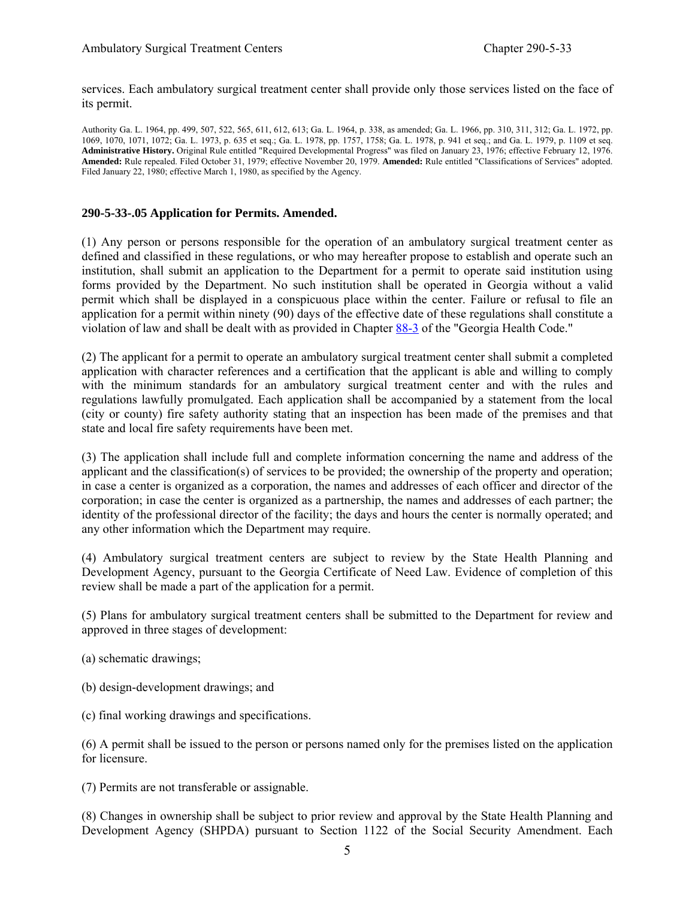services. Each ambulatory surgical treatment center shall provide only those services listed on the face of its permit.

Authority Ga. L. 1964, pp. 499, 507, 522, 565, 611, 612, 613; Ga. L. 1964, p. 338, as amended; Ga. L. 1966, pp. 310, 311, 312; Ga. L. 1972, pp. 1069, 1070, 1071, 1072; Ga. L. 1973, p. 635 et seq.; Ga. L. 1978, pp. 1757, 1758; Ga. L. 1978, p. 941 et seq.; and Ga. L. 1979, p. 1109 et seq. **Administrative History.** Original Rule entitled "Required Developmental Progress" was filed on January 23, 1976; effective February 12, 1976. **Amended:** Rule repealed. Filed October 31, 1979; effective November 20, 1979. **Amended:** Rule entitled "Classifications of Services" adopted. Filed January 22, 1980; effective March 1, 1980, as specified by the Agency.

### 290-5-33-.05 Application for Permits. Amended.

(1) Any person or persons responsible for the operation of an ambulatory surgical treatment center as defined and classified in these regulations, or who may hereafter propose to establish and operate such an institution, shall submit an application to the Department for a permit to operate said institution using forms provided by the Department. No such institution shall be operated in Georgia without a valid permit which shall be displayed in a conspicuous place within the center. Failure or refusal to file an application for a permit within ninety (90) days of the effective date of these regulations shall constitute a violation of law and shall be dealt with as provided in Chapter 88-3 of the "Georgia Health Code."

(2) The applicant for a permit to operate an ambulatory surgical treatment center shall submit a completed application with character references and a certification that the applicant is able and willing to comply with the minimum standards for an ambulatory surgical treatment center and with the rules and regulations lawfully promulgated. Each application shall be accompanied by a statement from the local (city or county) fire safety authority stating that an inspection has been made of the premises and that state and local fire safety requirements have been met.

(3) The application shall include full and complete information concerning the name and address of the applicant and the classification(s) of services to be provided; the ownership of the property and operation; in case a center is organized as a corporation, the names and addresses of each officer and director of the corporation; in case the center is organized as a partnership, the names and addresses of each partner; the identity of the professional director of the facility; the days and hours the center is normally operated; and any other information which the Department may require.

(4) Ambulatory surgical treatment centers are subject to review by the State Health Planning and Development Agency, pursuant to the Georgia Certificate of Need Law. Evidence of completion of this review shall be made a part of the application for a permit.

(5) Plans for ambulatory surgical treatment centers shall be submitted to the Department for review and approved in three stages of development:

(a) schematic drawings;

(b) design-development drawings; and

(c) final working drawings and specifications.

(6) A permit shall be issued to the person or persons named only for the premises listed on the application for licensure.

(7) Permits are not transferable or assignable.

(8) Changes in ownership shall be subject to prior review and approval by the State Health Planning and Development Agency (SHPDA) pursuant to Section 1122 of the Social Security Amendment. Each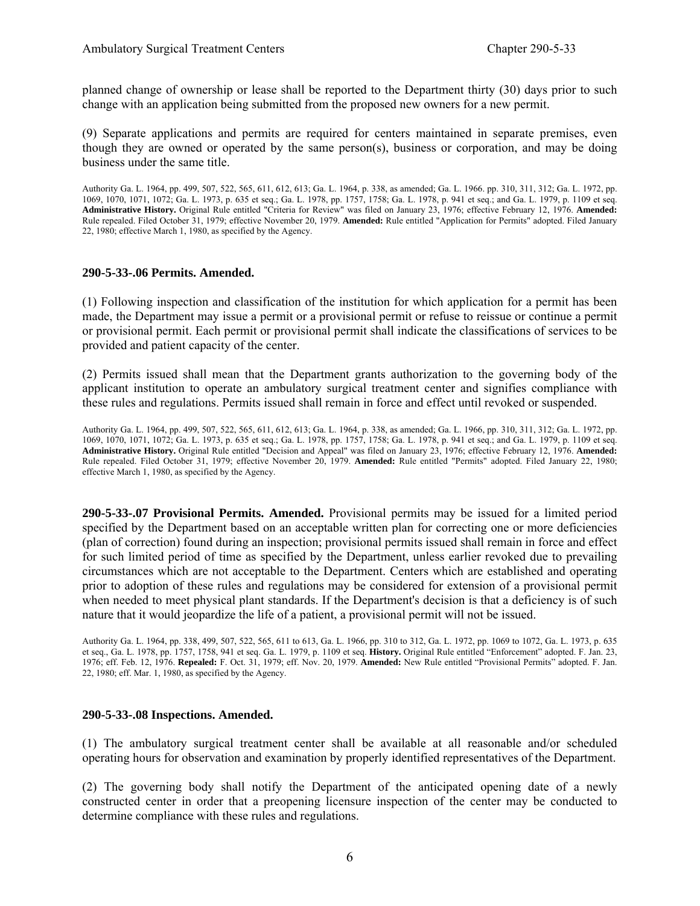planned change of ownership or lease shall be reported to the Department thirty (30) days prior to such change with an application being submitted from the proposed new owners for a new permit.

(9) Separate applications and permits are required for centers maintained in separate premises, even though they are owned or operated by the same person(s), business or corporation, and may be doing business under the same title.

Authority Ga. L. 1964, pp. 499, 507, 522, 565, 611, 612, 613; Ga. L. 1964, p. 338, as amended; Ga. L. 1966. pp. 310, 311, 312; Ga. L. 1972, pp. 1069, 1070, 1071, 1072; Ga. L. 1973, p. 635 et seq.; Ga. L. 1978, pp. 1757, 1758; Ga. L. 1978, p. 941 et seq.; and Ga. L. 1979, p. 1109 et seq. **Administrative History.** Original Rule entitled "Criteria for Review" was filed on January 23, 1976; effective February 12, 1976. **Amended:** Rule repealed. Filed October 31, 1979; effective November 20, 1979. **Amended:** Rule entitled "Application for Permits" adopted. Filed January 22, 1980; effective March 1, 1980, as specified by the Agency.

### 290-5-33-.06 Permits. Amended.

(1) Following inspection and classification of the institution for which application for a permit has been made, the Department may issue a permit or a provisional permit or refuse to reissue or continue a permit or provisional permit. Each permit or provisional permit shall indicate the classifications of services to be provided and patient capacity of the center.

(2) Permits issued shall mean that the Department grants authorization to the governing body of the applicant institution to operate an ambulatory surgical treatment center and signifies compliance with these rules and regulations. Permits issued shall remain in force and effect until revoked or suspended.

Authority Ga. L. 1964, pp. 499, 507, 522, 565, 611, 612, 613; Ga. L. 1964, p. 338, as amended; Ga. L. 1966, pp. 310, 311, 312; Ga. L. 1972, pp. 1069, 1070, 1071, 1072; Ga. L. 1973, p. 635 et seq.; Ga. L. 1978, pp. 1757, 1758; Ga. L. 1978, p. 941 et seq.; and Ga. L. 1979, p. 1109 et seq. **Administrative History.** Original Rule entitled "Decision and Appeal" was filed on January 23, 1976; effective February 12, 1976. **Amended:** Rule repealed. Filed October 31, 1979; effective November 20, 1979. **Amended:** Rule entitled "Permits" adopted. Filed January 22, 1980; effective March 1, 1980, as specified by the Agency.

**290-5-33-.07 Provisional Permits. Amended.** Provisional permits may be issued for a limited period specified by the Department based on an acceptable written plan for correcting one or more deficiencies (plan of correction) found during an inspection; provisional permits issued shall remain in force and effect for such limited period of time as specified by the Department, unless earlier revoked due to prevailing circumstances which are not acceptable to the Department. Centers which are established and operating prior to adoption of these rules and regulations may be considered for extension of a provisional permit when needed to meet physical plant standards. If the Department's decision is that a deficiency is of such nature that it would jeopardize the life of a patient, a provisional permit will not be issued.

Authority Ga. L. 1964, pp. 338, 499, 507, 522, 565, 611 to 613, Ga. L. 1966, pp. 310 to 312, Ga. L. 1972, pp. 1069 to 1072, Ga. L. 1973, p. 635 et seq., Ga. L. 1978, pp. 1757, 1758, 941 et seq. Ga. L. 1979, p. 1109 et seq. **History.** Original Rule entitled "Enforcement" adopted. F. Jan. 23, 1976; eff. Feb. 12, 1976. **Repealed:** F. Oct. 31, 1979; eff. Nov. 20, 1979. **Amended:** New Rule entitled "Provisional Permits" adopted. F. Jan. 22, 1980; eff. Mar. 1, 1980, as specified by the Agency.

### 290-5-33-.08 Inspections. Amended.

(1) The ambulatory surgical treatment center shall be available at all reasonable and/or scheduled operating hours for observation and examination by properly identified representatives of the Department.

(2) The governing body shall notify the Department of the anticipated opening date of a newly constructed center in order that a preopening licensure inspection of the center may be conducted to determine compliance with these rules and regulations.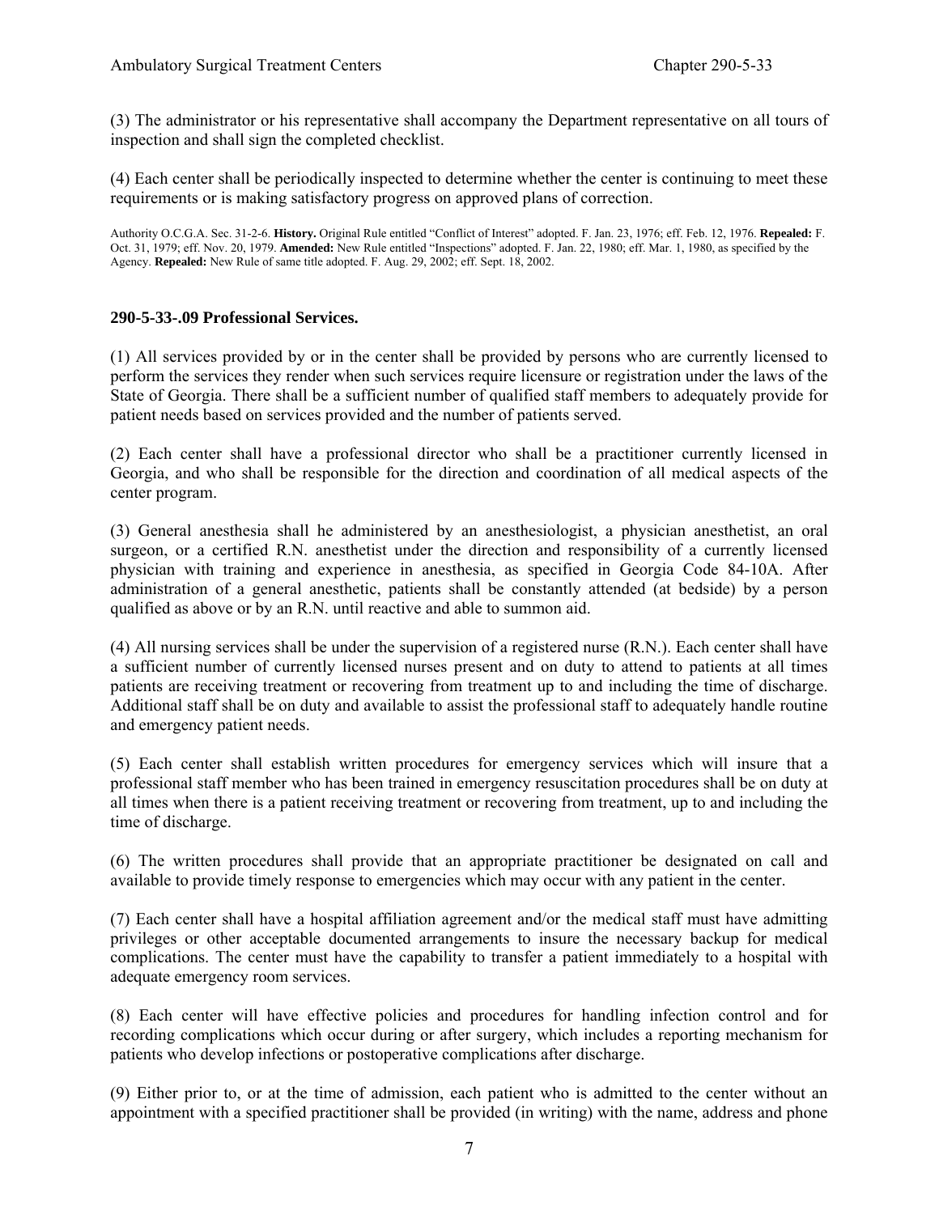(3) The administrator or his representative shall accompany the Department representative on all tours of inspection and shall sign the completed checklist.

(4) Each center shall be periodically inspected to determine whether the center is continuing to meet these requirements or is making satisfactory progress on approved plans of correction.

Authority O.C.G.A. Sec. 31-2-6. **History.** Original Rule entitled "Conflict of Interest" adopted. F. Jan. 23, 1976; eff. Feb. 12, 1976. **Repealed:** F. Oct. 31, 1979; eff. Nov. 20, 1979. **Amended:** New Rule entitled "Inspections" adopted. F. Jan. 22, 1980; eff. Mar. 1, 1980, as specified by the Agency. **Repealed:** New Rule of same title adopted. F. Aug. 29, 2002; eff. Sept. 18, 2002.

### 290-5-33-.09 Professional Services.

(1) All services provided by or in the center shall be provided by persons who are currently licensed to perform the services they render when such services require licensure or registration under the laws of the State of Georgia. There shall be a sufficient number of qualified staff members to adequately provide for patient needs based on services provided and the number of patients served.

(2) Each center shall have a professional director who shall be a practitioner currently licensed in Georgia, and who shall be responsible for the direction and coordination of all medical aspects of the center program.

(3) General anesthesia shall he administered by an anesthesiologist, a physician anesthetist, an oral surgeon, or a certified R.N. anesthetist under the direction and responsibility of a currently licensed physician with training and experience in anesthesia, as specified in Georgia Code 84-10A. After administration of a general anesthetic, patients shall be constantly attended (at bedside) by a person qualified as above or by an R.N. until reactive and able to summon aid.

(4) All nursing services shall be under the supervision of a registered nurse (R.N.). Each center shall have a sufficient number of currently licensed nurses present and on duty to attend to patients at all times patients are receiving treatment or recovering from treatment up to and including the time of discharge. Additional staff shall be on duty and available to assist the professional staff to adequately handle routine and emergency patient needs.

(5) Each center shall establish written procedures for emergency services which will insure that a professional staff member who has been trained in emergency resuscitation procedures shall be on duty at all times when there is a patient receiving treatment or recovering from treatment, up to and including the time of discharge.

(6) The written procedures shall provide that an appropriate practitioner be designated on call and available to provide timely response to emergencies which may occur with any patient in the center.

(7) Each center shall have a hospital affiliation agreement and/or the medical staff must have admitting privileges or other acceptable documented arrangements to insure the necessary backup for medical complications. The center must have the capability to transfer a patient immediately to a hospital with adequate emergency room services.

(8) Each center will have effective policies and procedures for handling infection control and for recording complications which occur during or after surgery, which includes a reporting mechanism for patients who develop infections or postoperative complications after discharge.

(9) Either prior to, or at the time of admission, each patient who is admitted to the center without an appointment with a specified practitioner shall be provided (in writing) with the name, address and phone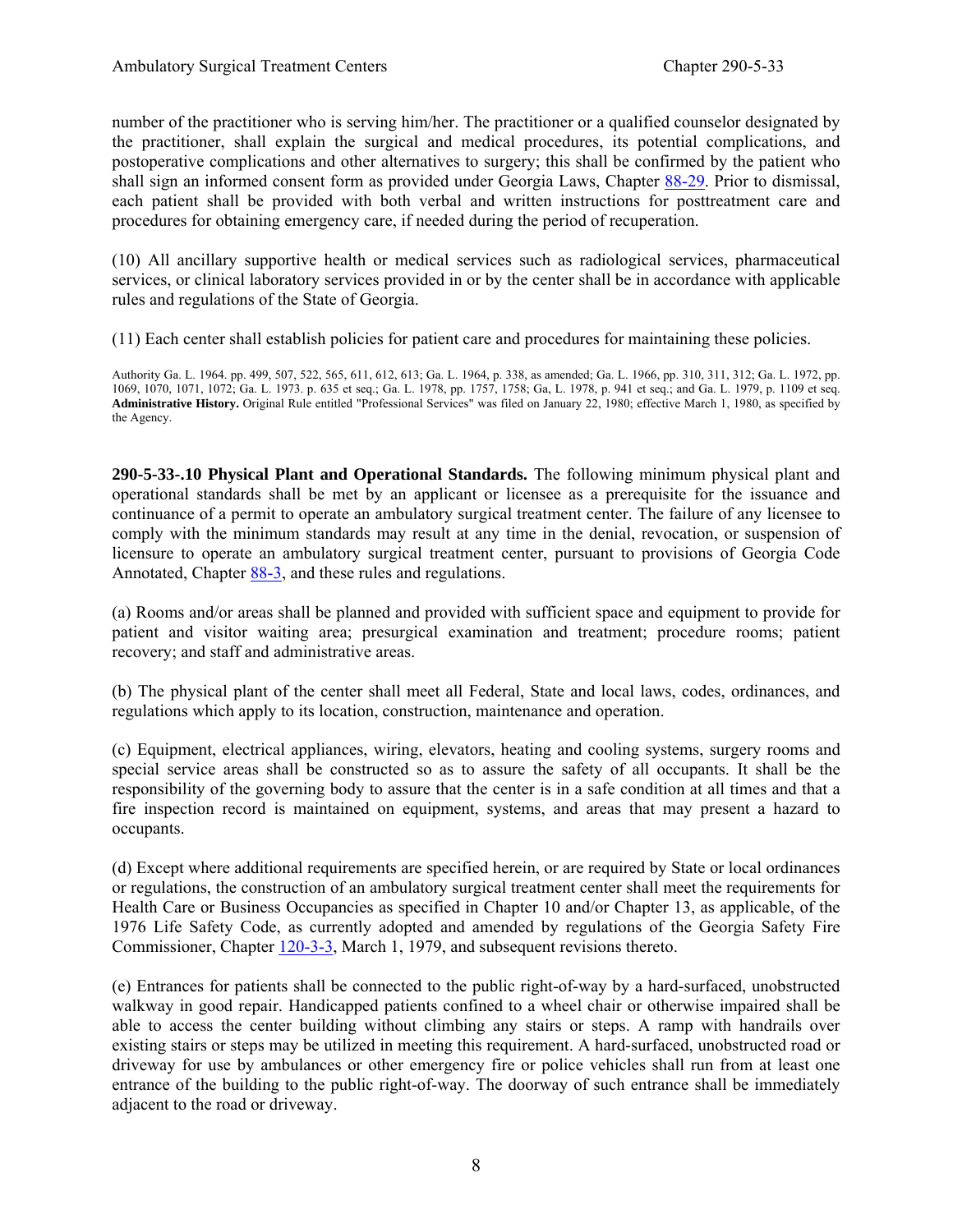number of the practitioner who is serving him/her. The practitioner or a qualified counselor designated by the practitioner, shall explain the surgical and medical procedures, its potential complications, and postoperative complications and other alternatives to surgery; this shall be confirmed by the patient who shall sign an informed consent form as provided under Georgia Laws, Chapter 88-29. Prior to dismissal, each patient shall be provided with both verbal and written instructions for posttreatment care and procedures for obtaining emergency care, if needed during the period of recuperation.

(10) All ancillary supportive health or medical services such as radiological services, pharmaceutical services, or clinical laboratory services provided in or by the center shall be in accordance with applicable rules and regulations of the State of Georgia.

(11) Each center shall establish policies for patient care and procedures for maintaining these policies.

Authority Ga. L. 1964. pp. 499, 507, 522, 565, 611, 612, 613; Ga. L. 1964, p. 338, as amended; Ga. L. 1966, pp. 310, 311, 312; Ga. L. 1972, pp. 1069, 1070, 1071, 1072; Ga. L. 1973. p. 635 et seq.; Ga. L. 1978, pp. 1757, 1758; Ga, L. 1978, p. 941 et seq.; and Ga. L. 1979, p. 1109 et seq. **Administrative History.** Original Rule entitled "Professional Services" was filed on January 22, 1980; effective March 1, 1980, as specified by the Agency.

**290-5-33-.10 Physical Plant and Operational Standards.** The following minimum physical plant and operational standards shall be met by an applicant or licensee as a prerequisite for the issuance and continuance of a permit to operate an ambulatory surgical treatment center. The failure of any licensee to comply with the minimum standards may result at any time in the denial, revocation, or suspension of licensure to operate an ambulatory surgical treatment center, pursuant to provisions of Georgia Code Annotated, Chapter 88-3, and these rules and regulations.

(a) Rooms and/or areas shall be planned and provided with sufficient space and equipment to provide for patient and visitor waiting area; presurgical examination and treatment; procedure rooms; patient recovery; and staff and administrative areas.

(b) The physical plant of the center shall meet all Federal, State and local laws, codes, ordinances, and regulations which apply to its location, construction, maintenance and operation.

(c) Equipment, electrical appliances, wiring, elevators, heating and cooling systems, surgery rooms and special service areas shall be constructed so as to assure the safety of all occupants. It shall be the responsibility of the governing body to assure that the center is in a safe condition at all times and that a fire inspection record is maintained on equipment, systems, and areas that may present a hazard to occupants.

(d) Except where additional requirements are specified herein, or are required by State or local ordinances or regulations, the construction of an ambulatory surgical treatment center shall meet the requirements for Health Care or Business Occupancies as specified in Chapter 10 and/or Chapter 13, as applicable, of the 1976 Life Safety Code, as currently adopted and amended by regulations of the Georgia Safety Fire Commissioner, Chapter 120-3-3, March 1, 1979, and subsequent revisions thereto.

(e) Entrances for patients shall be connected to the public right-of-way by a hard-surfaced, unobstructed walkway in good repair. Handicapped patients confined to a wheel chair or otherwise impaired shall be able to access the center building without climbing any stairs or steps. A ramp with handrails over existing stairs or steps may be utilized in meeting this requirement. A hard-surfaced, unobstructed road or driveway for use by ambulances or other emergency fire or police vehicles shall run from at least one entrance of the building to the public right-of-way. The doorway of such entrance shall be immediately adjacent to the road or driveway.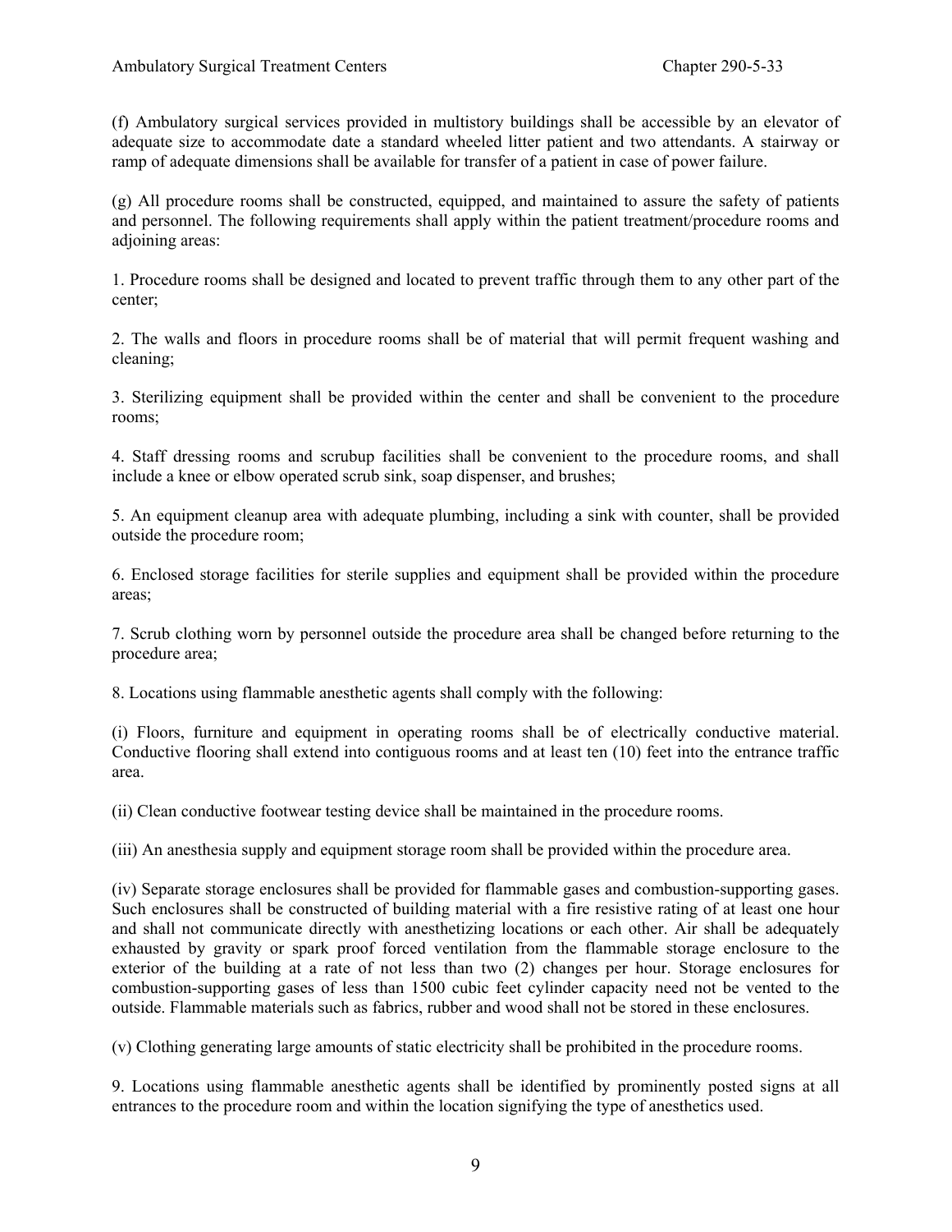(f) Ambulatory surgical services provided in multistory buildings shall be accessible by an elevator of adequate size to accommodate date a standard wheeled litter patient and two attendants. A stairway or ramp of adequate dimensions shall be available for transfer of a patient in case of power failure.

(g) All procedure rooms shall be constructed, equipped, and maintained to assure the safety of patients and personnel. The following requirements shall apply within the patient treatment/procedure rooms and adjoining areas:

1. Procedure rooms shall be designed and located to prevent traffic through them to any other part of the center;

2. The walls and floors in procedure rooms shall be of material that will permit frequent washing and cleaning;

3. Sterilizing equipment shall be provided within the center and shall be convenient to the procedure rooms;

4. Staff dressing rooms and scrubup facilities shall be convenient to the procedure rooms, and shall include a knee or elbow operated scrub sink, soap dispenser, and brushes;

5. An equipment cleanup area with adequate plumbing, including a sink with counter, shall be provided outside the procedure room;

6. Enclosed storage facilities for sterile supplies and equipment shall be provided within the procedure areas;

7. Scrub clothing worn by personnel outside the procedure area shall be changed before returning to the procedure area;

8. Locations using flammable anesthetic agents shall comply with the following:

(i) Floors, furniture and equipment in operating rooms shall be of electrically conductive material. Conductive flooring shall extend into contiguous rooms and at least ten (10) feet into the entrance traffic area.

(ii) Clean conductive footwear testing device shall be maintained in the procedure rooms.

(iii) An anesthesia supply and equipment storage room shall be provided within the procedure area.

(iv) Separate storage enclosures shall be provided for flammable gases and combustion-supporting gases. Such enclosures shall be constructed of building material with a fire resistive rating of at least one hour and shall not communicate directly with anesthetizing locations or each other. Air shall be adequately exhausted by gravity or spark proof forced ventilation from the flammable storage enclosure to the exterior of the building at a rate of not less than two (2) changes per hour. Storage enclosures for combustion-supporting gases of less than 1500 cubic feet cylinder capacity need not be vented to the outside. Flammable materials such as fabrics, rubber and wood shall not be stored in these enclosures.

(v) Clothing generating large amounts of static electricity shall be prohibited in the procedure rooms.

9. Locations using flammable anesthetic agents shall be identified by prominently posted signs at all entrances to the procedure room and within the location signifying the type of anesthetics used.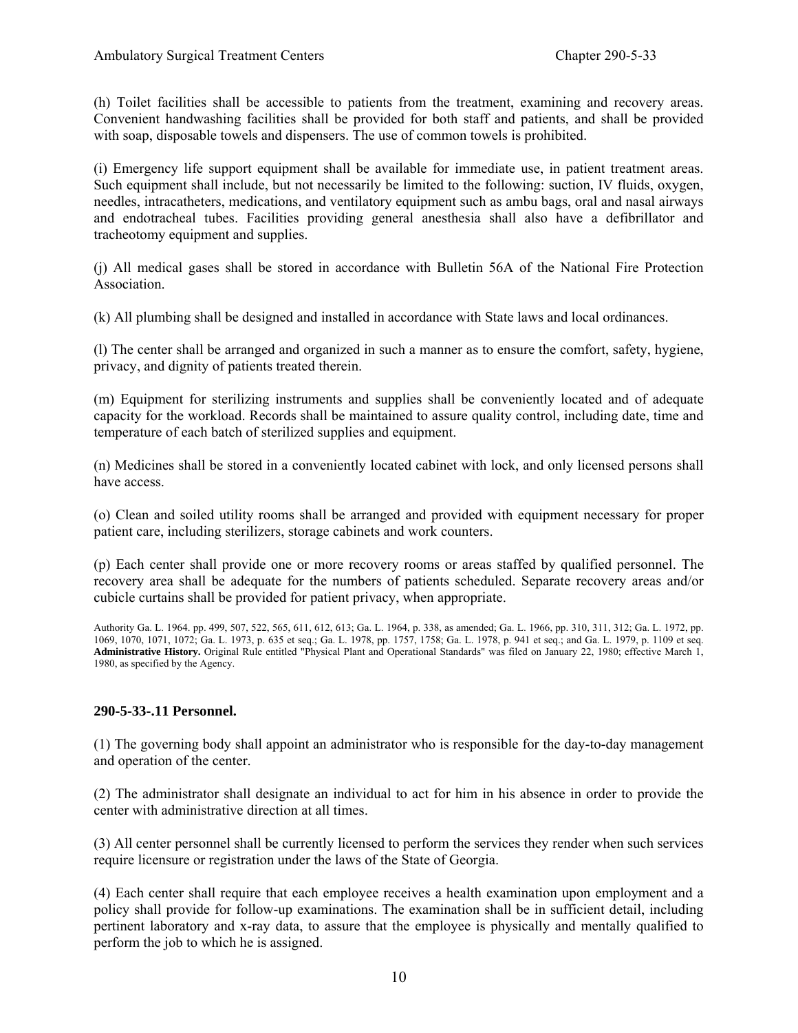(h) Toilet facilities shall be accessible to patients from the treatment, examining and recovery areas. Convenient handwashing facilities shall be provided for both staff and patients, and shall be provided with soap, disposable towels and dispensers. The use of common towels is prohibited.

(i) Emergency life support equipment shall be available for immediate use, in patient treatment areas. Such equipment shall include, but not necessarily be limited to the following: suction, IV fluids, oxygen, needles, intracatheters, medications, and ventilatory equipment such as ambu bags, oral and nasal airways and endotracheal tubes. Facilities providing general anesthesia shall also have a defibrillator and tracheotomy equipment and supplies.

(j) All medical gases shall be stored in accordance with Bulletin 56A of the National Fire Protection Association.

(k) All plumbing shall be designed and installed in accordance with State laws and local ordinances.

(l) The center shall be arranged and organized in such a manner as to ensure the comfort, safety, hygiene, privacy, and dignity of patients treated therein.

(m) Equipment for sterilizing instruments and supplies shall be conveniently located and of adequate capacity for the workload. Records shall be maintained to assure quality control, including date, time and temperature of each batch of sterilized supplies and equipment.

(n) Medicines shall be stored in a conveniently located cabinet with lock, and only licensed persons shall have access.

(o) Clean and soiled utility rooms shall be arranged and provided with equipment necessary for proper patient care, including sterilizers, storage cabinets and work counters.

(p) Each center shall provide one or more recovery rooms or areas staffed by qualified personnel. The recovery area shall be adequate for the numbers of patients scheduled. Separate recovery areas and/or cubicle curtains shall be provided for patient privacy, when appropriate.

Authority Ga. L. 1964. pp. 499, 507, 522, 565, 611, 612, 613; Ga. L. 1964, p. 338, as amended; Ga. L. 1966, pp. 310, 311, 312; Ga. L. 1972, pp. 1069, 1070, 1071, 1072; Ga. L. 1973, p. 635 et seq.; Ga. L. 1978, pp. 1757, 1758; Ga. L. 1978, p. 941 et seq.; and Ga. L. 1979, p. 1109 et seq. **Administrative History.** Original Rule entitled "Physical Plant and Operational Standards" was filed on January 22, 1980; effective March 1, 1980, as specified by the Agency.

### 290-5-33-.11 Personnel.

(1) The governing body shall appoint an administrator who is responsible for the day-to-day management and operation of the center.

(2) The administrator shall designate an individual to act for him in his absence in order to provide the center with administrative direction at all times.

(3) All center personnel shall be currently licensed to perform the services they render when such services require licensure or registration under the laws of the State of Georgia.

(4) Each center shall require that each employee receives a health examination upon employment and a policy shall provide for follow-up examinations. The examination shall be in sufficient detail, including pertinent laboratory and x-ray data, to assure that the employee is physically and mentally qualified to perform the job to which he is assigned.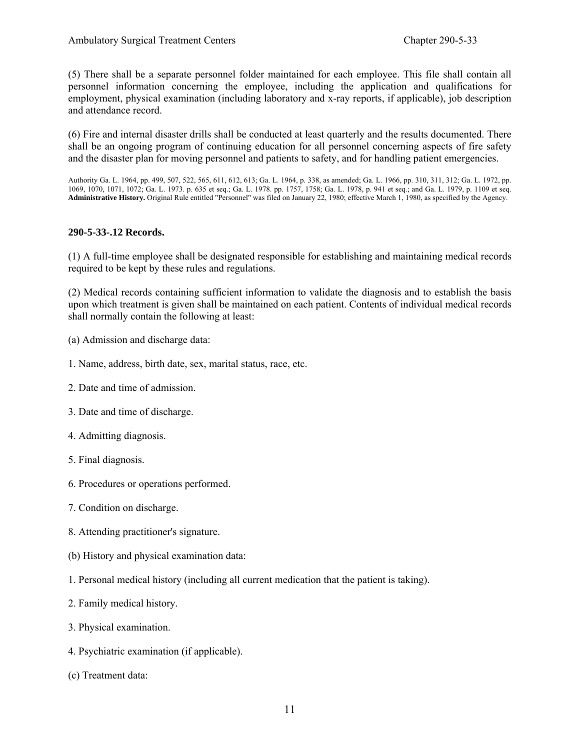(5) There shall be a separate personnel folder maintained for each employee. This file shall contain all personnel information concerning the employee, including the application and qualifications for employment, physical examination (including laboratory and x-ray reports, if applicable), job description and attendance record.

(6) Fire and internal disaster drills shall be conducted at least quarterly and the results documented. There shall be an ongoing program of continuing education for all personnel concerning aspects of fire safety and the disaster plan for moving personnel and patients to safety, and for handling patient emergencies.

Authority Ga. L. 1964, pp. 499, 507, 522, 565, 611, 612, 613; Ga. L. 1964, p. 338, as amended; Ga. L. 1966, pp. 310, 311, 312; Ga. L. 1972, pp. 1069, 1070, 1071, 1072; Ga. L. 1973. p. 635 et seq.; Ga. L. 1978. pp. 1757, 1758; Ga. L. 1978, p. 941 et seq.; and Ga. L. 1979, p. 1109 et seq. **Administrative History.** Original Rule entitled "Personnel" was filed on January 22, 1980; effective March 1, 1980, as specified by the Agency.

### 290-5-33-.12 Records.

(1) A full-time employee shall be designated responsible for establishing and maintaining medical records required to be kept by these rules and regulations.

(2) Medical records containing sufficient information to validate the diagnosis and to establish the basis upon which treatment is given shall be maintained on each patient. Contents of individual medical records shall normally contain the following at least:

(a) Admission and discharge data:

1. Name, address, birth date, sex, marital status, race, etc.

2. Date and time of admission.

3. Date and time of discharge.

4. Admitting diagnosis.

5. Final diagnosis.

6. Procedures or operations performed.

7. Condition on discharge.

8. Attending practitioner's signature.

(b) History and physical examination data:

1. Personal medical history (including all current medication that the patient is taking).

2. Family medical history.

3. Physical examination.

4. Psychiatric examination (if applicable).

(c) Treatment data: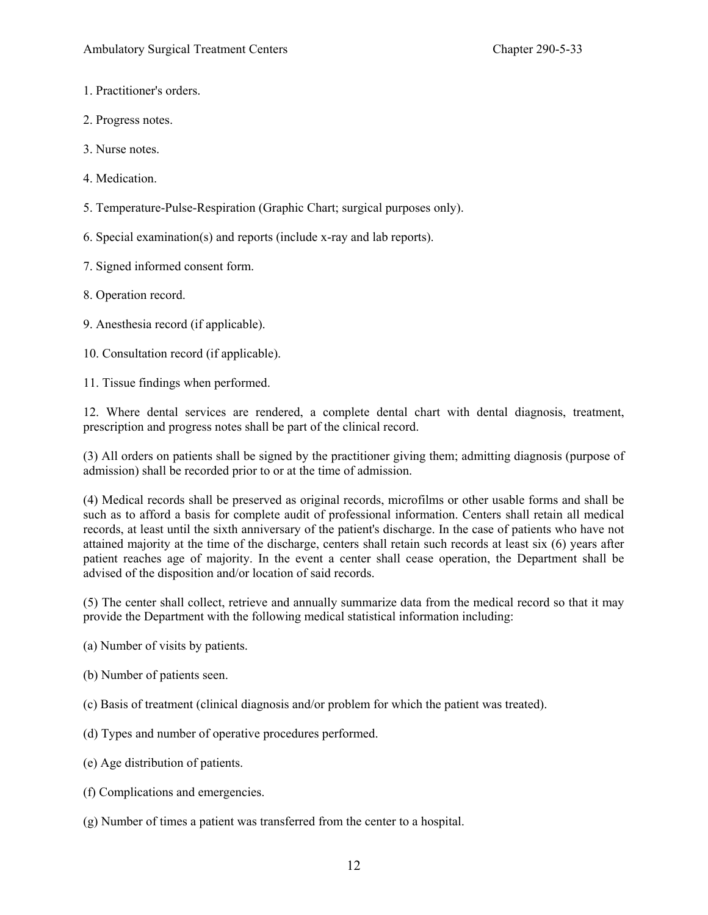1. Practitioner's orders.

2. Progress notes.

3. Nurse notes.

4. Medication.

5. Temperature-Pulse-Respiration (Graphic Chart; surgical purposes only).

6. Special examination(s) and reports (include x-ray and lab reports).

7. Signed informed consent form.

8. Operation record.

9. Anesthesia record (if applicable).

10. Consultation record (if applicable).

11. Tissue findings when performed.

12. Where dental services are rendered, a complete dental chart with dental diagnosis, treatment, prescription and progress notes shall be part of the clinical record.

(3) All orders on patients shall be signed by the practitioner giving them; admitting diagnosis (purpose of admission) shall be recorded prior to or at the time of admission.

(4) Medical records shall be preserved as original records, microfilms or other usable forms and shall be such as to afford a basis for complete audit of professional information. Centers shall retain all medical records, at least until the sixth anniversary of the patient's discharge. In the case of patients who have not attained majority at the time of the discharge, centers shall retain such records at least six (6) years after patient reaches age of majority. In the event a center shall cease operation, the Department shall be advised of the disposition and/or location of said records.

(5) The center shall collect, retrieve and annually summarize data from the medical record so that it may provide the Department with the following medical statistical information including:

(a) Number of visits by patients.

(b) Number of patients seen.

(c) Basis of treatment (clinical diagnosis and/or problem for which the patient was treated).

(d) Types and number of operative procedures performed.

(e) Age distribution of patients.

(f) Complications and emergencies.

(g) Number of times a patient was transferred from the center to a hospital.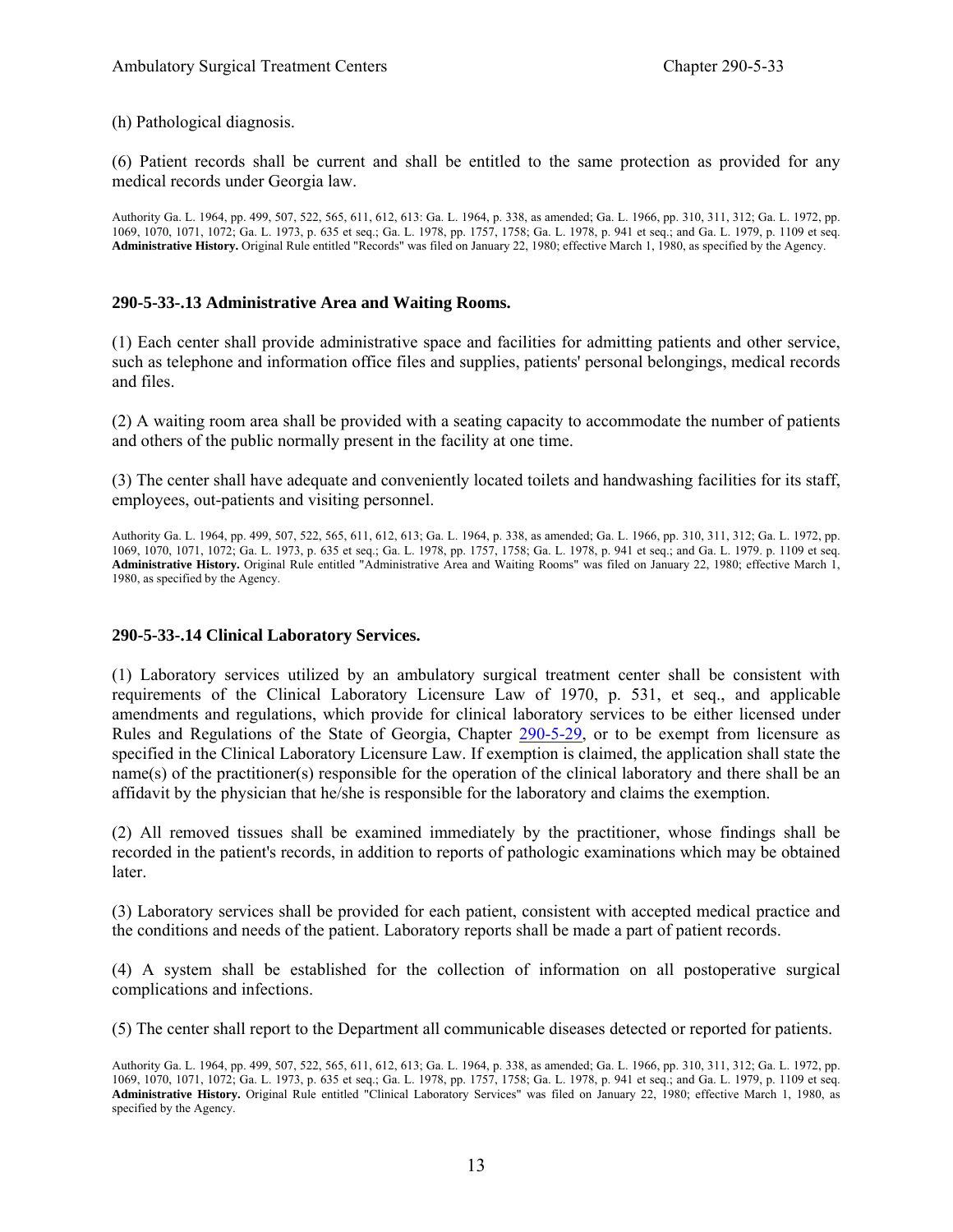(h) Pathological diagnosis.

(6) Patient records shall be current and shall be entitled to the same protection as provided for any medical records under Georgia law.

Authority Ga. L. 1964, pp. 499, 507, 522, 565, 611, 612, 613: Ga. L. 1964, p. 338, as amended; Ga. L. 1966, pp. 310, 311, 312; Ga. L. 1972, pp. 1069, 1070, 1071, 1072; Ga. L. 1973, p. 635 et seq.; Ga. L. 1978, pp. 1757, 1758; Ga. L. 1978, p. 941 et seq.; and Ga. L. 1979, p. 1109 et seq. **Administrative History.** Original Rule entitled "Records" was filed on January 22, 1980; effective March 1, 1980, as specified by the Agency.

### 290-5-33-.13 Administrative Area and Waiting Rooms.

(1) Each center shall provide administrative space and facilities for admitting patients and other service, such as telephone and information office files and supplies, patients' personal belongings, medical records and files.

(2) A waiting room area shall be provided with a seating capacity to accommodate the number of patients and others of the public normally present in the facility at one time.

(3) The center shall have adequate and conveniently located toilets and handwashing facilities for its staff, employees, out-patients and visiting personnel.

Authority Ga. L. 1964, pp. 499, 507, 522, 565, 611, 612, 613; Ga. L. 1964, p. 338, as amended; Ga. L. 1966, pp. 310, 311, 312; Ga. L. 1972, pp. 1069, 1070, 1071, 1072; Ga. L. 1973, p. 635 et seq.; Ga. L. 1978, pp. 1757, 1758; Ga. L. 1978, p. 941 et seq.; and Ga. L. 1979. p. 1109 et seq. **Administrative History.** Original Rule entitled "Administrative Area and Waiting Rooms" was filed on January 22, 1980; effective March 1, 1980, as specified by the Agency.

### 290-5-33-.14 Clinical Laboratory Services.

(1) Laboratory services utilized by an ambulatory surgical treatment center shall be consistent with requirements of the Clinical Laboratory Licensure Law of 1970, p. 531, et seq., and applicable amendments and regulations, which provide for clinical laboratory services to be either licensed under Rules and Regulations of the State of Georgia, Chapter 290-5-29, or to be exempt from licensure as specified in the Clinical Laboratory Licensure Law. If exemption is claimed, the application shall state the name(s) of the practitioner(s) responsible for the operation of the clinical laboratory and there shall be an affidavit by the physician that he/she is responsible for the laboratory and claims the exemption.

(2) All removed tissues shall be examined immediately by the practitioner, whose findings shall be recorded in the patient's records, in addition to reports of pathologic examinations which may be obtained later.

(3) Laboratory services shall be provided for each patient, consistent with accepted medical practice and the conditions and needs of the patient. Laboratory reports shall be made a part of patient records.

(4) A system shall be established for the collection of information on all postoperative surgical complications and infections.

(5) The center shall report to the Department all communicable diseases detected or reported for patients.

Authority Ga. L. 1964, pp. 499, 507, 522, 565, 611, 612, 613; Ga. L. 1964, p. 338, as amended; Ga. L. 1966, pp. 310, 311, 312; Ga. L. 1972, pp. 1069, 1070, 1071, 1072; Ga. L. 1973, p. 635 et seq.; Ga. L. 1978, pp. 1757, 1758; Ga. L. 1978, p. 941 et seq.; and Ga. L. 1979. p. 1109 et seq. **Administrative History.** Original Rule entitled "Clinical Laboratory Services" was filed on January 22, 1980; effective March 1, 1980, as specified by the Agency.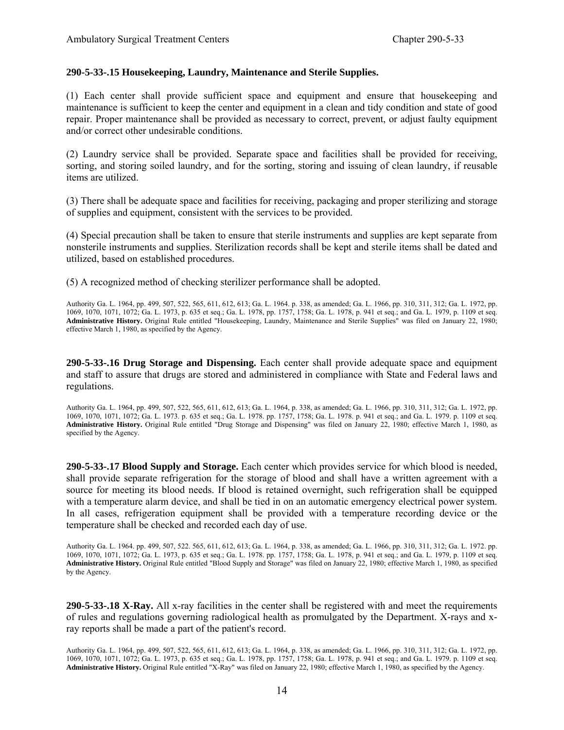**290-5-33-.15 Housekeeping, Laundry, Maintenance and Sterile Supplies.**

(1) Each center shall provide sufficient space and equipment and ensure that housekeeping and maintenance is sufficient to keep the center and equipment in a clean and tidy condition and state of good repair. Proper maintenance shall be provided as necessary to correct, prevent, or adjust faulty equipment and/or correct other undesirable conditions.

(2) Laundry service shall be provided. Separate space and facilities shall be provided for receiving, sorting, and storing soiled laundry, and for the sorting, storing and issuing of clean laundry, if reusable items are utilized.

(3) There shall be adequate space and facilities for receiving, packaging and proper sterilizing and storage of supplies and equipment, consistent with the services to be provided.

(4) Special precaution shall be taken to ensure that sterile instruments and supplies are kept separate from nonsterile instruments and supplies. Sterilization records shall be kept and sterile items shall be dated and utilized, based on established procedures.

(5) A recognized method of checking sterilizer performance shall be adopted.

Authority Ga. L. 1964, pp. 499, 507, 522, 565, 611, 612, 613; Ga. L. 1964. p. 338, as amended; Ga. L. 1966, pp. 310, 311, 312; Ga. L. 1972, pp. 1069, 1070, 1071, 1072; Ga. L. 1973, p. 635 et seq.; Ga. L. 1978, pp. 1757, 1758; Ga. L. 1978, p. 941 et seq.; and Ga. L. 1979, p. 1109 et seq. **Administrative History.** Original Rule entitled "Housekeeping, Laundry, Maintenance and Sterile Supplies" was filed on January 22, 1980; effective March 1, 1980, as specified by the Agency.

**290-5-33-.16 Drug Storage and Dispensing.** Each center shall provide adequate space and equipment and staff to assure that drugs are stored and administered in compliance with State and Federal laws and regulations.

Authority Ga. L. 1964, pp. 499, 507, 522, 565, 611, 612, 613; Ga. L. 1964, p. 338, as amended; Ga. L. 1966, pp. 310, 311, 312; Ga. L. 1972, pp. 1069, 1070, 1071, 1072; Ga. L. 1973. p. 635 et seq.; Ga. L. 1978. pp. 1757, 1758; Ga. L. 1978. p. 941 et seq.; and Ga. L. 1979. p. 1109 et seq. **Administrative History.** Original Rule entitled "Drug Storage and Dispensing" was filed on January 22, 1980; effective March 1, 1980, as specified by the Agency.

**290-5-33-.17 Blood Supply and Storage.** Each center which provides service for which blood is needed, shall provide separate refrigeration for the storage of blood and shall have a written agreement with a source for meeting its blood needs. If blood is retained overnight, such refrigeration shall be equipped with a temperature alarm device, and shall be tied in on an automatic emergency electrical power system. In all cases, refrigeration equipment shall be provided with a temperature recording device or the temperature shall be checked and recorded each day of use.

Authority Ga. L. 1964. pp. 499, 507, 522. 565, 611, 612, 613; Ga. L. 1964, p. 338, as amended; Ga. L. 1966, pp. 310, 311, 312; Ga. L. 1972. pp. 1069, 1070, 1071, 1072; Ga. L. 1973, p. 635 et seq.; Ga. L. 1978. pp. 1757, 1758; Ga. L. 1978, p. 941 et seq.; and Ga. L. 1979, p. 1109 et seq. **Administrative History.** Original Rule entitled "Blood Supply and Storage" was filed on January 22, 1980; effective March 1, 1980, as specified by the Agency.

**290-5-33-.18 X-Ray.** All x-ray facilities in the center shall be registered with and meet the requirements of rules and regulations governing radiological health as promulgated by the Department. X-rays and x-ray reports shall be made a part of the patient's record.

Authority Ga. L. 1964, pp. 499, 507, 522, 565, 611, 612, 613; Ga. L. 1964, p. 338, as amended; Ga. L. 1966, pp. 310, 311, 312; Ga. L. 1972, pp. 1069, 1070, 1071, 1072; Ga. L. 1973, p. 635 et seq.; Ga. L. 1978, pp. 1757, 1758; Ga. L. 1978, p. 941 et seq.; and Ga. L. 1979. p. 1109 et seq. **Administrative History.** Original Rule entitled "X-Ray" was filed on January 22, 1980; effective March 1, 1980, as specified by the Agency.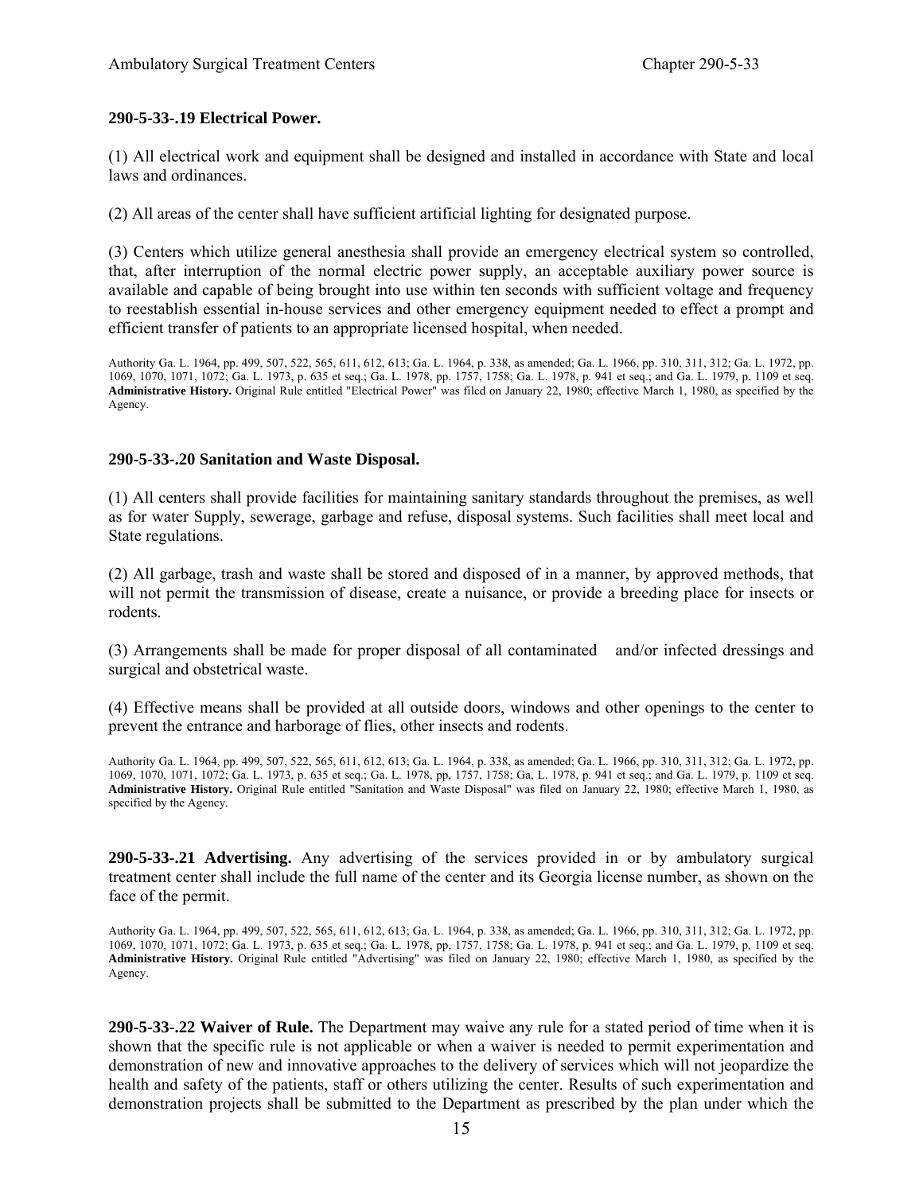**290-5-33-.19 Electrical Power.**

(1) All electrical work and equipment shall be designed and installed in accordance with State and local laws and ordinances.

(2) All areas of the center shall have sufficient artificial lighting for designated purpose.

(3) Centers which utilize general anesthesia shall provide an emergency electrical system so controlled, that, after interruption of the normal electric power supply, an acceptable auxiliary power source is available and capable of being brought into use within ten seconds with sufficient voltage and frequency to reestablish essential in-house services and other emergency equipment needed to effect a prompt and efficient transfer of patients to an appropriate licensed hospital, when needed.

Authority Ga. L. 1964, pp. 499, 507, 522, 565, 611, 612, 613; Ga. L. 1964, p. 338, as amended; Ga. L. 1966, pp. 310, 311, 312; Ga. L. 1972, pp. 1069, 1070, 1071, 1072; Ga. L. 1973, p. 635 et seq.; Ga. L. 1978, pp. 1757, 1758; Ga. L. 1978, p. 941 et seq.; and Ga. L. 1979, p. 1109 et seq. **Administrative History.** Original Rule entitled "Electrical Power" was filed on January 22, 1980; effective March 1, 1980, as specified by the Agency.

**290-5-33-.20 Sanitation and Waste Disposal.**

(1) All centers shall provide facilities for maintaining sanitary standards throughout the premises, as well as for water Supply, sewerage, garbage and refuse, disposal systems. Such facilities shall meet local and State regulations.

(2) All garbage, trash and waste shall be stored and disposed of in a manner, by approved methods, that will not permit the transmission of disease, create a nuisance, or provide a breeding place for insects or rodents.

(3) Arrangements shall be made for proper disposal of all contaminated and/or infected dressings and surgical and obstetrical waste.

(4) Effective means shall be provided at all outside doors, windows and other openings to the center to prevent the entrance and harborage of flies, other insects and rodents.

Authority Ga. L. 1964, pp. 499, 507, 522, 565, 611, 612, 613; Ga. L. 1964, p. 338, as amended; Ga. L. 1966, pp. 310, 311, 312; Ga. L. 1972, pp. 1069, 1070, 1071, 1072; Ga. L. 1973, p. 635 et seq.; Ga. L. 1978, pp, 1757, 1758; Ga, L. 1978, p. 941 et seq.; and Ga. L. 1979, p. 1109 et seq. **Administrative History.** Original Rule entitled "Sanitation and Waste Disposal" was filed on January 22, 1980; effective March 1, 1980, as specified by the Agency.

**290-5-33-.21 Advertising.** Any advertising of the services provided in or by ambulatory surgical treatment center shall include the full name of the center and its Georgia license number, as shown on the face of the permit.

Authority Ga. L. 1964, pp. 499, 507, 522, 565, 611, 612, 613; Ga. L. 1964, p. 338, as amended; Ga. L. 1966, pp. 310, 311, 312; Ga. L. 1972, pp. 1069, 1070, 1071, 1072; Ga. L. 1973, p. 635 et seq.; Ga. L. 1978, pp, 1757, 1758; Ga. L. 1978, p. 941 et seq.; and Ga. L. 1979, p, 1109 et seq. **Administrative History.** Original Rule entitled "Advertising" was filed on January 22, 1980; effective March 1, 1980, as specified by the Agency.

**290-5-33-.22 Waiver of Rule.** The Department may waive any rule for a stated period of time when it is shown that the specific rule is not applicable or when a waiver is needed to permit experimentation and demonstration of new and innovative approaches to the delivery of services which will not jeopardize the health and safety of the patients, staff or others utilizing the center. Results of such experimentation and demonstration projects shall be submitted to the Department as prescribed by the plan under which the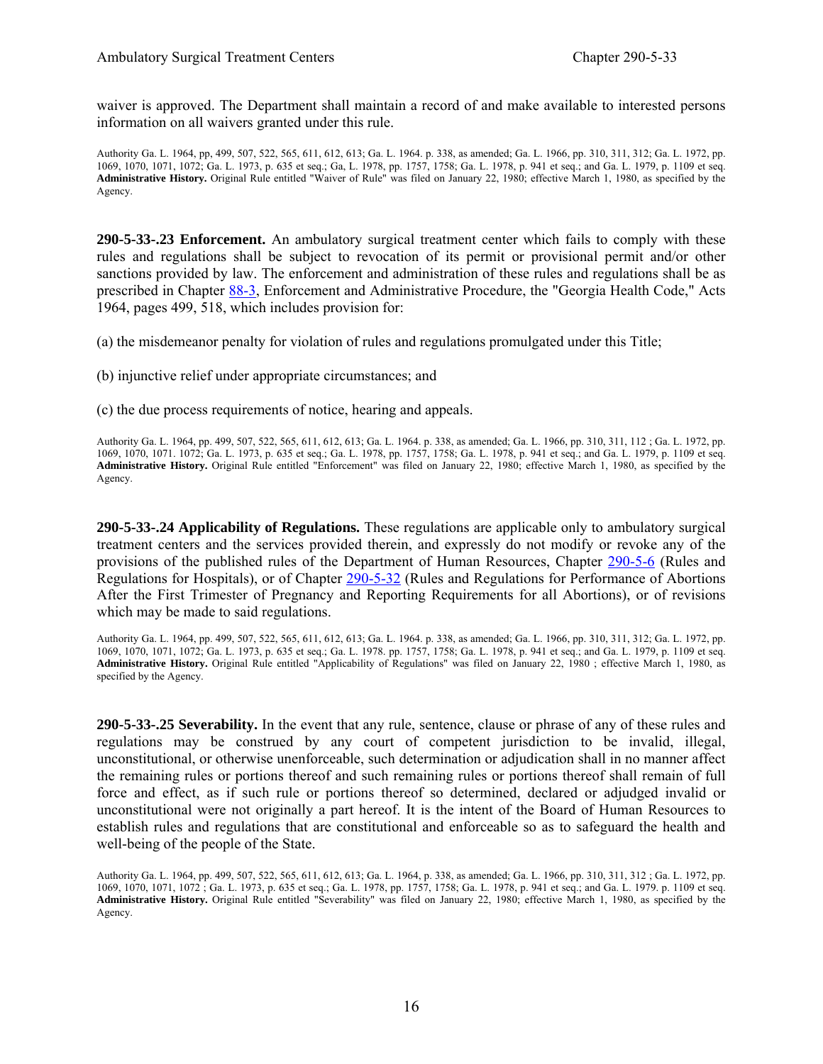waiver is approved. The Department shall maintain a record of and make available to interested persons information on all waivers granted under this rule.

Authority Ga. L. 1964, pp, 499, 507, 522, 565, 611, 612, 613; Ga. L. 1964. p. 338, as amended; Ga. L. 1966, pp. 310, 311, 312; Ga. L. 1972, pp. 1069, 1070, 1071, 1072; Ga. L. 1973, p. 635 et seq.; Ga, L. 1978, pp. 1757, 1758; Ga. L. 1978, p. 941 et seq.; and Ga. L. 1979, p. 1109 et seq. **Administrative History.** Original Rule entitled "Waiver of Rule" was filed on January 22, 1980; effective March 1, 1980, as specified by the Agency.

**290-5-33-.23 Enforcement.** An ambulatory surgical treatment center which fails to comply with these rules and regulations shall be subject to revocation of its permit or provisional permit and/or other sanctions provided by law. The enforcement and administration of these rules and regulations shall be as prescribed in Chapter 88-3, Enforcement and Administrative Procedure, the "Georgia Health Code," Acts 1964, pages 499, 518, which includes provision for:

(a) the misdemeanor penalty for violation of rules and regulations promulgated under this Title;

(b) injunctive relief under appropriate circumstances; and

(c) the due process requirements of notice, hearing and appeals.

Authority Ga. L. 1964, pp. 499, 507, 522, 565, 611, 612, 613; Ga. L. 1964. p. 338, as amended; Ga. L. 1966, pp. 310, 311, 112 ; Ga. L. 1972, pp. 1069, 1070, 1071. 1072; Ga. L. 1973, p. 635 et seq.; Ga. L. 1978, pp. 1757, 1758; Ga. L. 1978, p. 941 et seq.; and Ga. L. 1979, p. 1109 et seq. **Administrative History.** Original Rule entitled "Enforcement" was filed on January 22, 1980; effective March 1, 1980, as specified by the Agency.

**290-5-33-.24 Applicability of Regulations.** These regulations are applicable only to ambulatory surgical treatment centers and the services provided therein, and expressly do not modify or revoke any of the provisions of the published rules of the Department of Human Resources, Chapter 290-5-6 (Rules and Regulations for Hospitals), or of Chapter 290-5-32 (Rules and Regulations for Performance of Abortions After the First Trimester of Pregnancy and Reporting Requirements for all Abortions), or of revisions which may be made to said regulations.

Authority Ga. L. 1964, pp. 499, 507, 522, 565, 611, 612, 613; Ga. L. 1964. p. 338, as amended; Ga. L. 1966, pp. 310, 311, 312; Ga. L. 1972, pp. 1069, 1070, 1071, 1072; Ga. L. 1973, p. 635 et seq.; Ga. L. 1978. pp. 1757, 1758; Ga. L. 1978, p. 941 et seq.; and Ga. L. 1979, p. 1109 et seq. **Administrative History.** Original Rule entitled "Applicability of Regulations" was filed on January 22, 1980 ; effective March 1, 1980, as specified by the Agency.

**290-5-33-.25 Severability.** In the event that any rule, sentence, clause or phrase of any of these rules and regulations may be construed by any court of competent jurisdiction to be invalid, illegal, unconstitutional, or otherwise unenforceable, such determination or adjudication shall in no manner affect the remaining rules or portions thereof and such remaining rules or portions thereof shall remain of full force and effect, as if such rule or portions thereof so determined, declared or adjudged invalid or unconstitutional were not originally a part hereof. It is the intent of the Board of Human Resources to establish rules and regulations that are constitutional and enforceable so as to safeguard the health and well-being of the people of the State.

Authority Ga. L. 1964, pp. 499, 507, 522, 565, 611, 612, 613; Ga. L. 1964, p. 338, as amended; Ga. L. 1966, pp. 310, 311, 312 ; Ga. L. 1972, pp. 1069, 1070, 1071, 1072 ; Ga. L. 1973, p. 635 et seq.; Ga. L. 1978, pp. 1757, 1758; Ga. L. 1978, p. 941 et seq.; and Ga. L. 1979. p. 1109 et seq. **Administrative History.** Original Rule entitled "Severability" was filed on January 22, 1980; effective March 1, 1980, as specified by the Agency.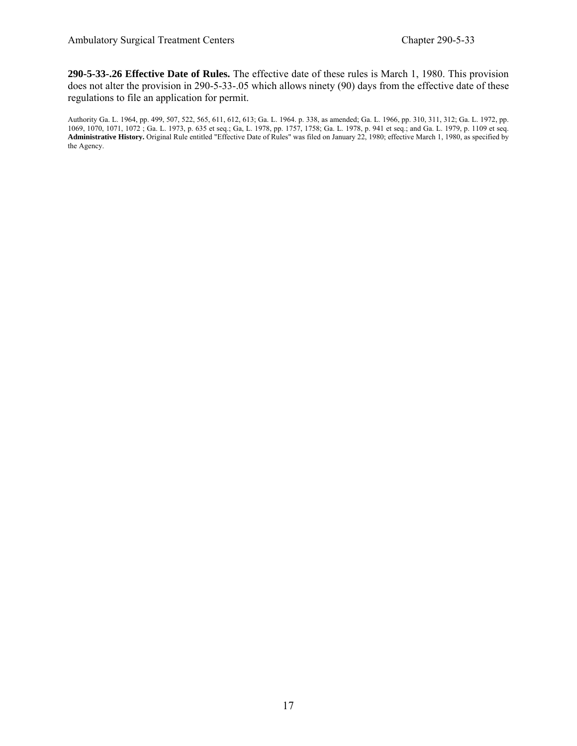**290-5-33-.26 Effective Date of Rules.** The effective date of these rules is March 1, 1980. This provision does not alter the provision in 290-5-33-.05 which allows ninety (90) days from the effective date of these regulations to file an application for permit.

Authority Ga. L. 1964, pp. 499, 507, 522, 565, 611, 612, 613; Ga. L. 1964. p. 338, as amended; Ga. L. 1966, pp. 310, 311, 312; Ga. L. 1972, pp. 1069, 1070, 1071, 1072 ; Ga. L. 1973, p. 635 et seq.; Ga, L. 1978, pp. 1757, 1758; Ga. L. 1978, p. 941 et seq.; and Ga. L. 1979, p. 1109 et seq. **Administrative History.** Original Rule entitled "Effective Date of Rules" was filed on January 22, 1980; effective March 1, 1980, as specified by the Agency.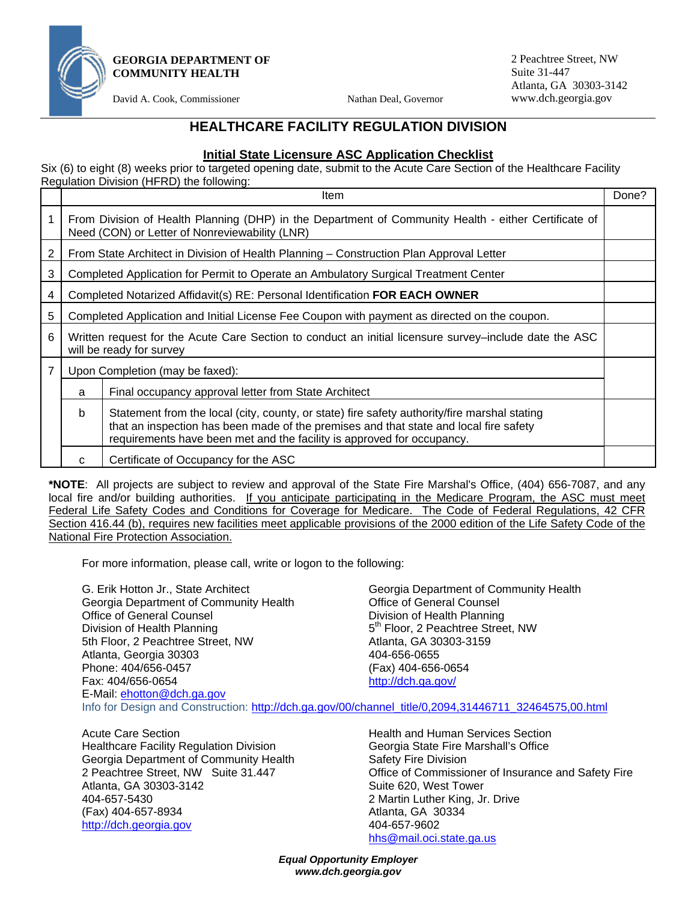**GEORGIA DEPARTMENT OF COMMUNITY HEALTH**

David A. Cook, Commissioner

Nathan Deal, Governor

2 Peachtree Street, NW
Suite 31-447
Atlanta, GA 30303-3142
www.dch.georgia.gov

## HEALTHCARE FACILITY REGULATION DIVISION

### Initial State Licensure ASC Application Checklist

Six (6) to eight (8) weeks prior to targeted opening date, submit to the Acute Care Section of the Healthcare Facility Regulation Division (HFRD) the following:

| | | Item | Done? |
|---|---|---|---|
| 1 | | From Division of Health Planning (DHP) in the Department of Community Health - either Certificate of Need (CON) or Letter of Nonreviewability (LNR) | |
| 2 | | From State Architect in Division of Health Planning – Construction Plan Approval Letter | |
| 3 | | Completed Application for Permit to Operate an Ambulatory Surgical Treatment Center | |
| 4 | | Completed Notarized Affidavit(s) RE: Personal Identification **FOR EACH OWNER** | |
| 5 | | Completed Application and Initial License Fee Coupon with payment as directed on the coupon. | |
| 6 | | Written request for the Acute Care Section to conduct an initial licensure survey–include date the ASC will be ready for survey | |
| 7 | | Upon Completion (may be faxed): | |
| | a | Final occupancy approval letter from State Architect | |
| | b | Statement from the local (city, county, or state) fire safety authority/fire marshal stating that an inspection has been made of the premises and that state and local fire safety requirements have been met and the facility is approved for occupancy. | |
| | c | Certificate of Occupancy for the ASC | |

***NOTE**: All projects are subject to review and approval of the State Fire Marshal's Office, (404) 656-7087, and any local fire and/or building authorities. If you anticipate participating in the Medicare Program, the ASC must meet Federal Life Safety Codes and Conditions for Coverage for Medicare. The Code of Federal Regulations, 42 CFR Section 416.44 (b), requires new facilities meet applicable provisions of the 2000 edition of the Life Safety Code of the National Fire Protection Association.

For more information, please call, write or logon to the following:

G. Erik Hotton Jr., State Architect
Georgia Department of Community Health
Office of General Counsel
Division of Health Planning
5th Floor, 2 Peachtree Street, NW
Atlanta, Georgia 30303
Phone: 404/656-0457
Fax: 404/656-0654
E-Mail: ehotton@dch.ga.gov

Georgia Department of Community Health
Office of General Counsel
Division of Health Planning
5th Floor, 2 Peachtree Street, NW
Atlanta, GA 30303-3159
404-656-0655
(Fax) 404-656-0654
http://dch.ga.gov/

Info for Design and Construction: http://dch.ga.gov/00/channel_title/0,2094,31446711_32464575,00.html

Acute Care Section
Healthcare Facility Regulation Division
Georgia Department of Community Health
2 Peachtree Street, NW Suite 31.447
Atlanta, GA 30303-3142
404-657-5430
(Fax) 404-657-8934
http://dch.georgia.gov

Health and Human Services Section
Georgia State Fire Marshall's Office
Safety Fire Division
Office of Commissioner of Insurance and Safety Fire
Suite 620, West Tower
2 Martin Luther King, Jr. Drive
Atlanta, GA 30334
404-657-9602
hhs@mail.oci.state.ga.us

***Equal Opportunity Employer***
***www.dch.georgia.gov***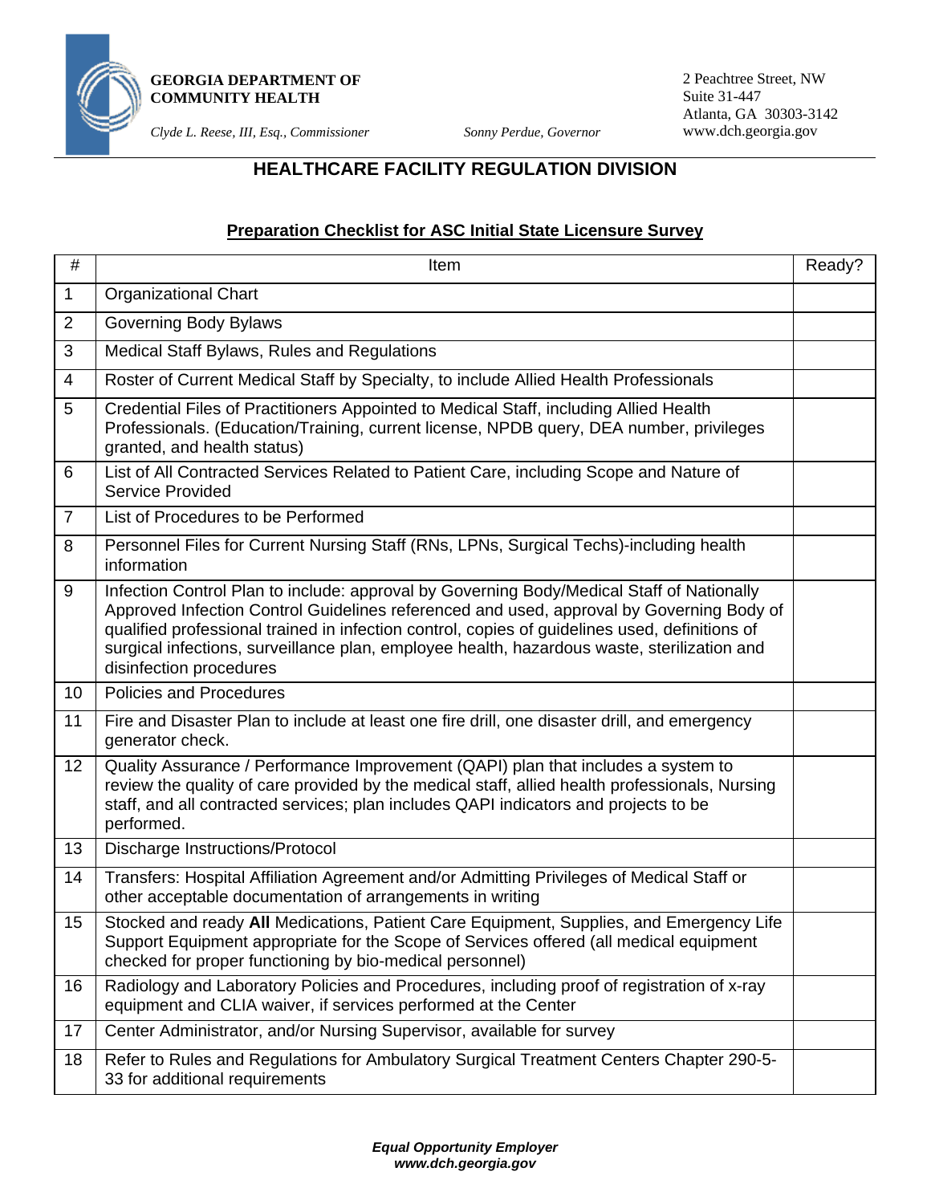**GEORGIA DEPARTMENT OF COMMUNITY HEALTH**

*Clyde L. Reese, III, Esq., Commissioner* *Sonny Perdue, Governor*

2 Peachtree Street, NW
Suite 31-447
Atlanta, GA 30303-3142
www.dch.georgia.gov

## HEALTHCARE FACILITY REGULATION DIVISION

### Preparation Checklist for ASC Initial State Licensure Survey

| # | Item | Ready? |
|---|---|---|
| 1 | Organizational Chart | |
| 2 | Governing Body Bylaws | |
| 3 | Medical Staff Bylaws, Rules and Regulations | |
| 4 | Roster of Current Medical Staff by Specialty, to include Allied Health Professionals | |
| 5 | Credential Files of Practitioners Appointed to Medical Staff, including Allied Health Professionals. (Education/Training, current license, NPDB query, DEA number, privileges granted, and health status) | |
| 6 | List of All Contracted Services Related to Patient Care, including Scope and Nature of Service Provided | |
| 7 | List of Procedures to be Performed | |
| 8 | Personnel Files for Current Nursing Staff (RNs, LPNs, Surgical Techs)-including health information | |
| 9 | Infection Control Plan to include: approval by Governing Body/Medical Staff of Nationally Approved Infection Control Guidelines referenced and used, approval by Governing Body of qualified professional trained in infection control, copies of guidelines used, definitions of surgical infections, surveillance plan, employee health, hazardous waste, sterilization and disinfection procedures | |
| 10 | Policies and Procedures | |
| 11 | Fire and Disaster Plan to include at least one fire drill, one disaster drill, and emergency generator check. | |
| 12 | Quality Assurance / Performance Improvement (QAPI) plan that includes a system to review the quality of care provided by the medical staff, allied health professionals, Nursing staff, and all contracted services; plan includes QAPI indicators and projects to be performed. | |
| 13 | Discharge Instructions/Protocol | |
| 14 | Transfers: Hospital Affiliation Agreement and/or Admitting Privileges of Medical Staff or other acceptable documentation of arrangements in writing | |
| 15 | Stocked and ready **All** Medications, Patient Care Equipment, Supplies, and Emergency Life Support Equipment appropriate for the Scope of Services offered (all medical equipment checked for proper functioning by bio-medical personnel) | |
| 16 | Radiology and Laboratory Policies and Procedures, including proof of registration of x-ray equipment and CLIA waiver, if services performed at the Center | |
| 17 | Center Administrator, and/or Nursing Supervisor, available for survey | |
| 18 | Refer to Rules and Regulations for Ambulatory Surgical Treatment Centers Chapter 290-5-33 for additional requirements | |

***Equal Opportunity Employer***
***www.dch.georgia.gov***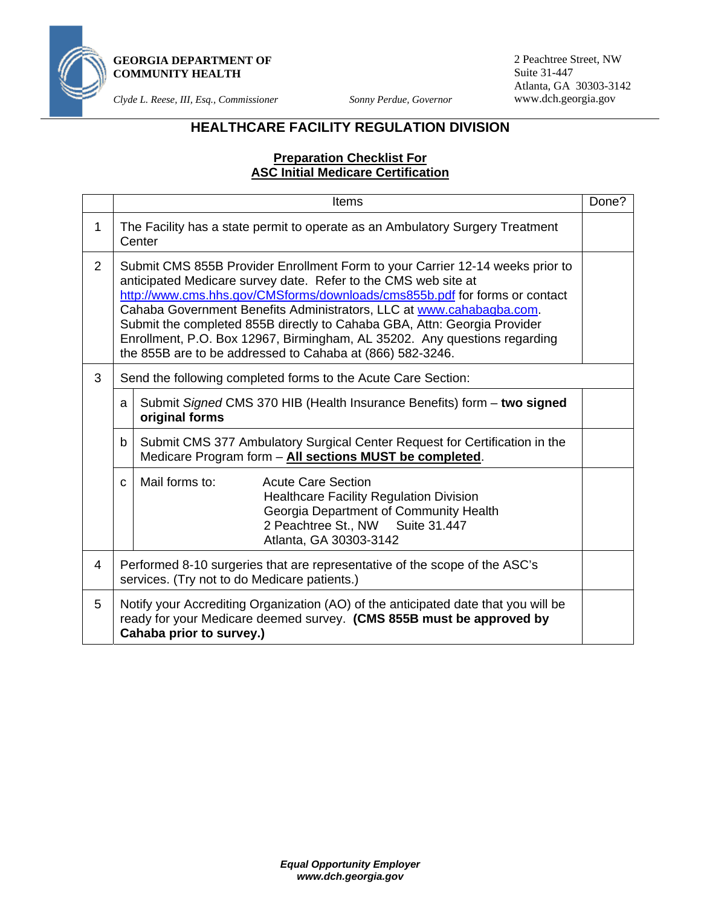**GEORGIA DEPARTMENT OF COMMUNITY HEALTH**

*Clyde L. Reese, III, Esq., Commissioner* *Sonny Perdue, Governor*

2 Peachtree Street, NW
Suite 31-447
Atlanta, GA 30303-3142
www.dch.georgia.gov

## HEALTHCARE FACILITY REGULATION DIVISION

### Preparation Checklist For ASC Initial Medicare Certification

| | | Items | Done? |
|---|---|---|---|
| 1 | | The Facility has a state permit to operate as an Ambulatory Surgery Treatment Center | |
| 2 | | Submit CMS 855B Provider Enrollment Form to your Carrier 12-14 weeks prior to anticipated Medicare survey date. Refer to the CMS web site at http://www.cms.hhs.gov/CMSforms/downloads/cms855b.pdf for forms or contact Cahaba Government Benefits Administrators, LLC at www.cahabagba.com. Submit the completed 855B directly to Cahaba GBA, Attn: Georgia Provider Enrollment, P.O. Box 12967, Birmingham, AL 35202. Any questions regarding the 855B are to be addressed to Cahaba at (866) 582-3246. | |
| 3 | | Send the following completed forms to the Acute Care Section: | |
| | a | Submit *Signed* CMS 370 HIB (Health Insurance Benefits) form – **two signed original forms** | |
| | b | Submit CMS 377 Ambulatory Surgical Center Request for Certification in the Medicare Program form – **All sections MUST be completed**. | |
| | c | Mail forms to: Acute Care Section, Healthcare Facility Regulation Division, Georgia Department of Community Health, 2 Peachtree St., NW Suite 31.447, Atlanta, GA 30303-3142 | |
| 4 | | Performed 8-10 surgeries that are representative of the scope of the ASC's services. (Try not to do Medicare patients.) | |
| 5 | | Notify your Accrediting Organization (AO) of the anticipated date that you will be ready for your Medicare deemed survey. **(CMS 855B must be approved by Cahaba prior to survey.)** | |

***Equal Opportunity Employer***
***www.dch.georgia.gov***